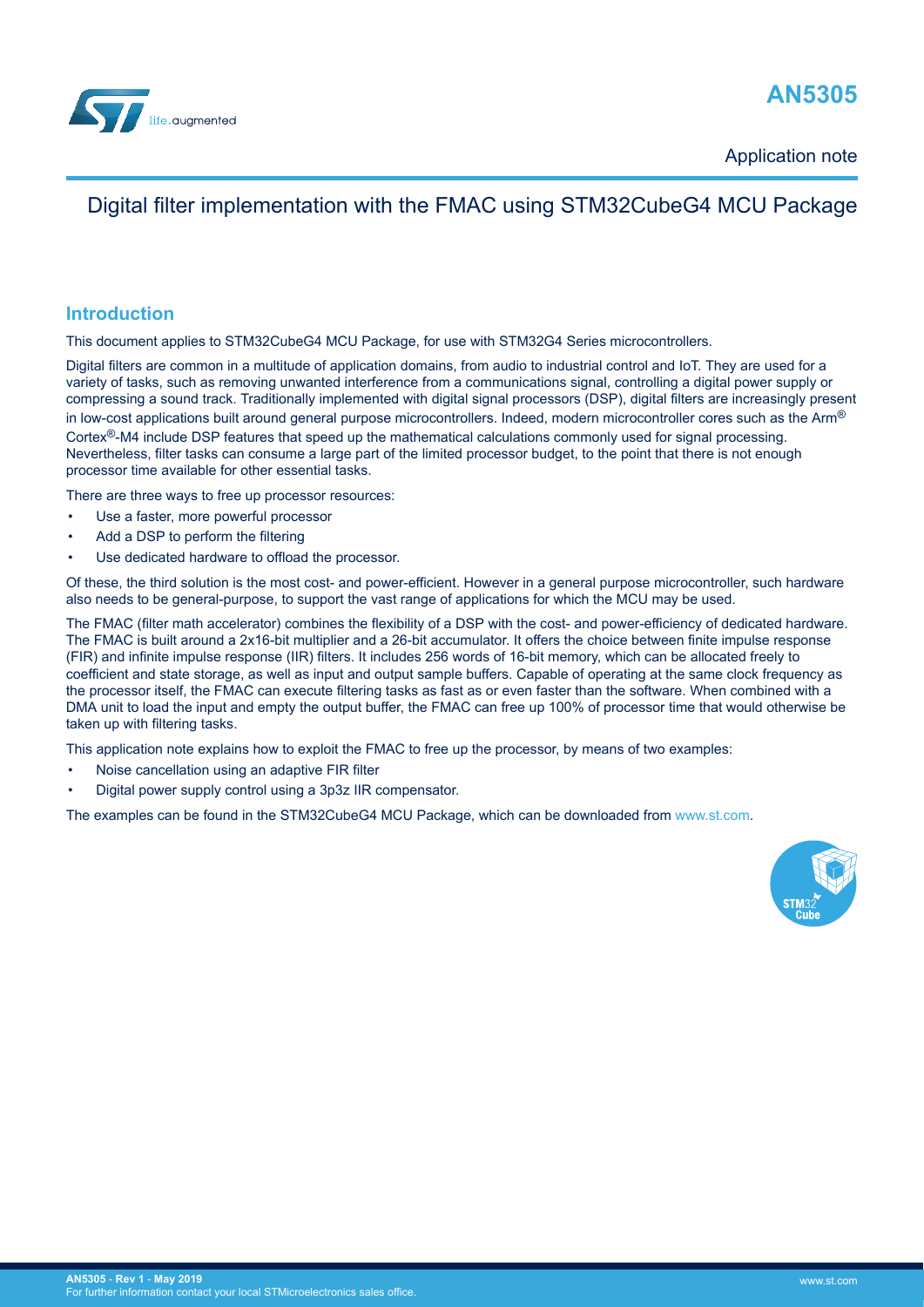# AN5305

Application note

## Digital filter implementation with the FMAC using STM32CubeG4 MCU Package

### Introduction

This document applies to STM32CubeG4 MCU Package, for use with STM32G4 Series microcontrollers.

Digital filters are common in a multitude of application domains, from audio to industrial control and IoT. They are used for a variety of tasks, such as removing unwanted interference from a communications signal, controlling a digital power supply or compressing a sound track. Traditionally implemented with digital signal processors (DSP), digital filters are increasingly present in low-cost applications built around general purpose microcontrollers. Indeed, modern microcontroller cores such as the Arm® Cortex®-M4 include DSP features that speed up the mathematical calculations commonly used for signal processing. Nevertheless, filter tasks can consume a large part of the limited processor budget, to the point that there is not enough processor time available for other essential tasks.

There are three ways to free up processor resources:

- Use a faster, more powerful processor
- Add a DSP to perform the filtering
- Use dedicated hardware to offload the processor.

Of these, the third solution is the most cost- and power-efficient. However in a general purpose microcontroller, such hardware also needs to be general-purpose, to support the vast range of applications for which the MCU may be used.

The FMAC (filter math accelerator) combines the flexibility of a DSP with the cost- and power-efficiency of dedicated hardware. The FMAC is built around a 2x16-bit multiplier and a 26-bit accumulator. It offers the choice between finite impulse response (FIR) and infinite impulse response (IIR) filters. It includes 256 words of 16-bit memory, which can be allocated freely to coefficient and state storage, as well as input and output sample buffers. Capable of operating at the same clock frequency as the processor itself, the FMAC can execute filtering tasks as fast as or even faster than the software. When combined with a DMA unit to load the input and empty the output buffer, the FMAC can free up 100% of processor time that would otherwise be taken up with filtering tasks.

This application note explains how to exploit the FMAC to free up the processor, by means of two examples:

- Noise cancellation using an adaptive FIR filter
- Digital power supply control using a 3p3z IIR compensator.

The examples can be found in the STM32CubeG4 MCU Package, which can be downloaded from www.st.com.

AN5305 - Rev 1 - May 2019
For further information contact your local STMicroelectronics sales office.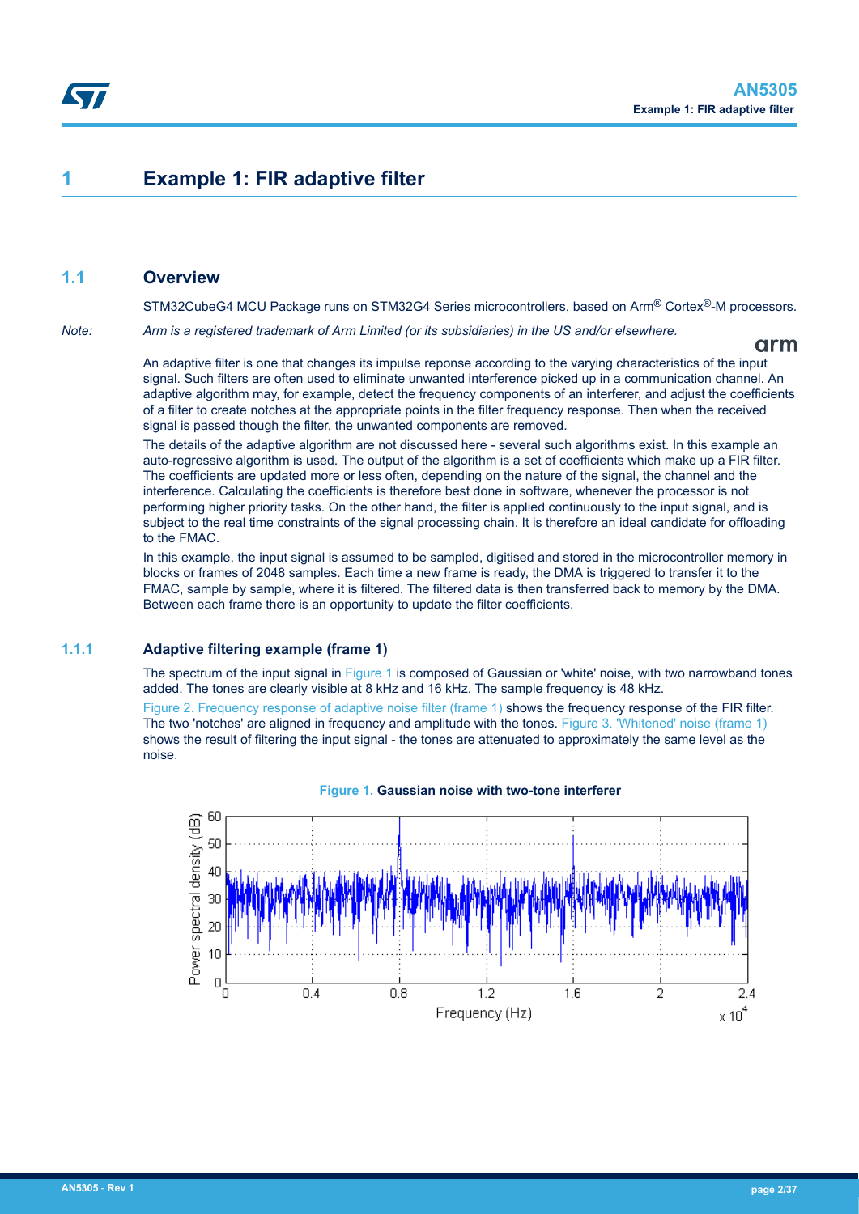# 1 Example 1: FIR adaptive filter

## 1.1 Overview

STM32CubeG4 MCU Package runs on STM32G4 Series microcontrollers, based on Arm® Cortex®-M processors.

*Note: Arm is a registered trademark of Arm Limited (or its subsidiaries) in the US and/or elsewhere.*

An adaptive filter is one that changes its impulse reponse according to the varying characteristics of the input signal. Such filters are often used to eliminate unwanted interference picked up in a communication channel. An adaptive algorithm may, for example, detect the frequency components of an interferer, and adjust the coefficients of a filter to create notches at the appropriate points in the filter frequency response. Then when the received signal is passed though the filter, the unwanted components are removed.

The details of the adaptive algorithm are not discussed here - several such algorithms exist. In this example an auto-regressive algorithm is used. The output of the algorithm is a set of coefficients which make up a FIR filter. The coefficients are updated more or less often, depending on the nature of the signal, the channel and the interference. Calculating the coefficients is therefore best done in software, whenever the processor is not performing higher priority tasks. On the other hand, the filter is applied continuously to the input signal, and is subject to the real time constraints of the signal processing chain. It is therefore an ideal candidate for offloading to the FMAC.

In this example, the input signal is assumed to be sampled, digitised and stored in the microcontroller memory in blocks or frames of 2048 samples. Each time a new frame is ready, the DMA is triggered to transfer it to the FMAC, sample by sample, where it is filtered. The filtered data is then transferred back to memory by the DMA. Between each frame there is an opportunity to update the filter coefficients.

### 1.1.1 Adaptive filtering example (frame 1)

The spectrum of the input signal in Figure 1 is composed of Gaussian or 'white' noise, with two narrowband tones added. The tones are clearly visible at 8 kHz and 16 kHz. The sample frequency is 48 kHz.

Figure 2. Frequency response of adaptive noise filter (frame 1) shows the frequency response of the FIR filter. The two 'notches' are aligned in frequency and amplitude with the tones. Figure 3. 'Whitened' noise (frame 1) shows the result of filtering the input signal - the tones are attenuated to approximately the same level as the noise.

**Figure 1. Gaussian noise with two-tone interferer**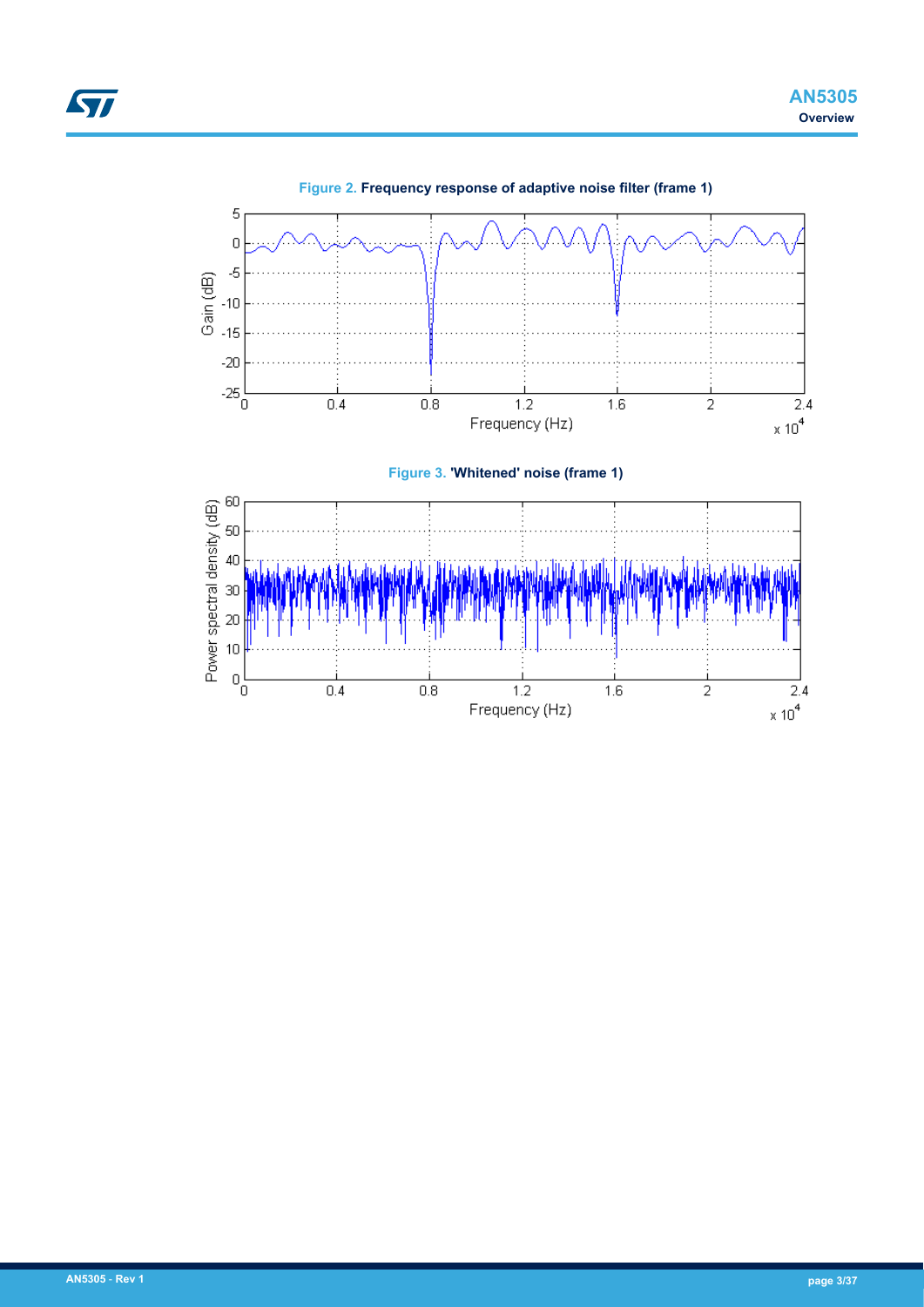Figure 2. Frequency response of adaptive noise filter (frame 1)

Figure 3. 'Whitened' noise (frame 1)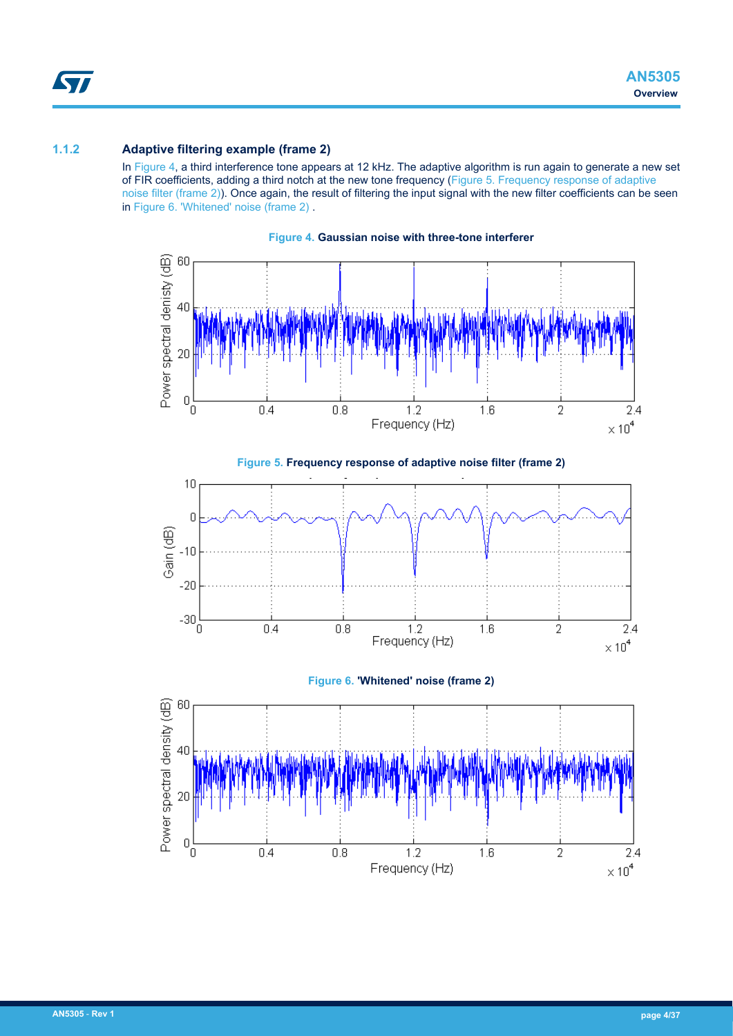### 1.1.2 Adaptive filtering example (frame 2)

In Figure 4, a third interference tone appears at 12 kHz. The adaptive algorithm is run again to generate a new set of FIR coefficients, adding a third notch at the new tone frequency (Figure 5. Frequency response of adaptive noise filter (frame 2)). Once again, the result of filtering the input signal with the new filter coefficients can be seen in Figure 6. 'Whitened' noise (frame 2) .

**Figure 4.** **Gaussian noise with three-tone interferer**

**Figure 5.** **Frequency response of adaptive noise filter (frame 2)**

**Figure 6.** **'Whitened' noise (frame 2)**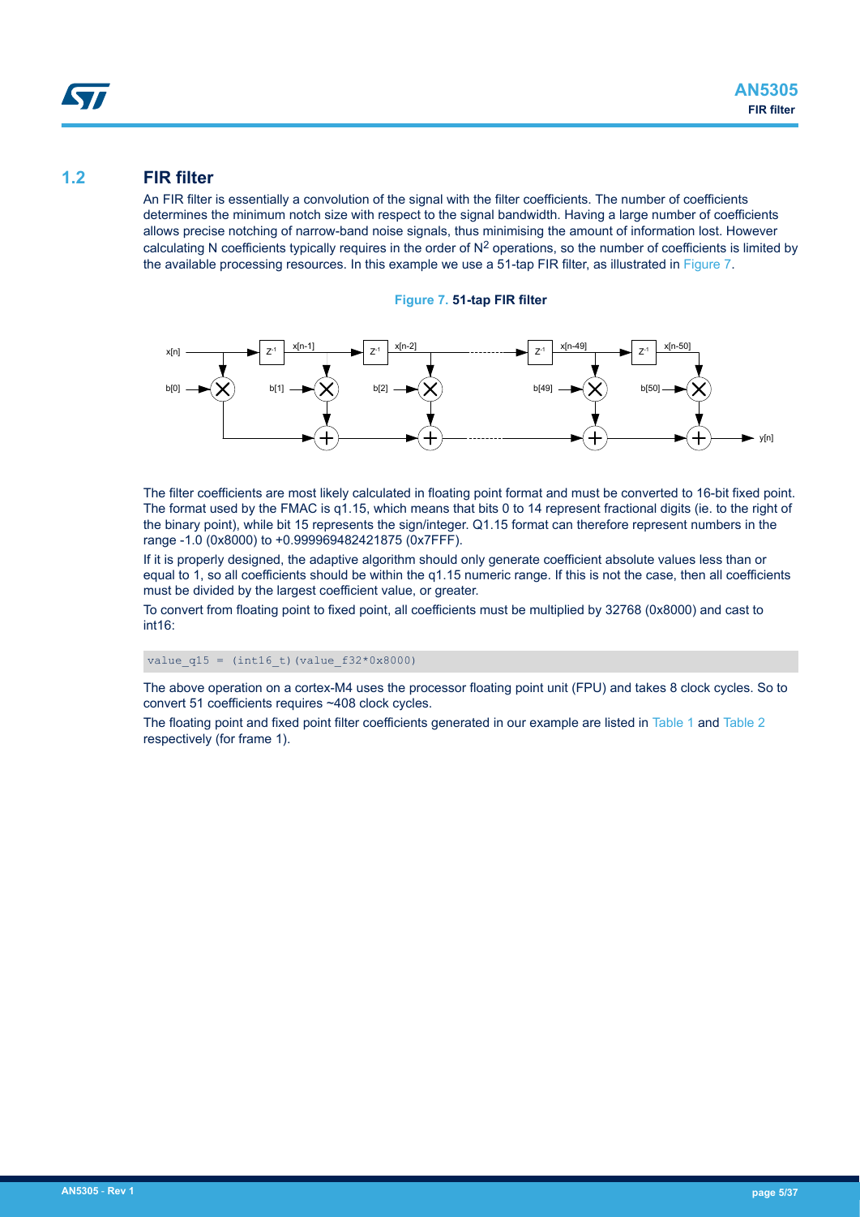## 1.2 FIR filter

An FIR filter is essentially a convolution of the signal with the filter coefficients. The number of coefficients determines the minimum notch size with respect to the signal bandwidth. Having a large number of coefficients allows precise notching of narrow-band noise signals, thus minimising the amount of information lost. However calculating N coefficients typically requires in the order of $N^2$ operations, so the number of coefficients is limited by the available processing resources. In this example we use a 51-tap FIR filter, as illustrated in Figure 7.

**Figure 7. 51-tap FIR filter**

The filter coefficients are most likely calculated in floating point format and must be converted to 16-bit fixed point. The format used by the FMAC is q1.15, which means that bits 0 to 14 represent fractional digits (ie. to the right of the binary point), while bit 15 represents the sign/integer. Q1.15 format can therefore represent numbers in the range -1.0 (0x8000) to +0.999969482421875 (0x7FFF).

If it is properly designed, the adaptive algorithm should only generate coefficient absolute values less than or equal to 1, so all coefficients should be within the q1.15 numeric range. If this is not the case, then all coefficients must be divided by the largest coefficient value, or greater.

To convert from floating point to fixed point, all coefficients must be multiplied by 32768 (0x8000) and cast to int16:

```
value_q15 = (int16_t)(value_f32*0x8000)
```

The above operation on a cortex-M4 uses the processor floating point unit (FPU) and takes 8 clock cycles. So to convert 51 coefficients requires ~408 clock cycles.

The floating point and fixed point filter coefficients generated in our example are listed in Table 1 and Table 2 respectively (for frame 1).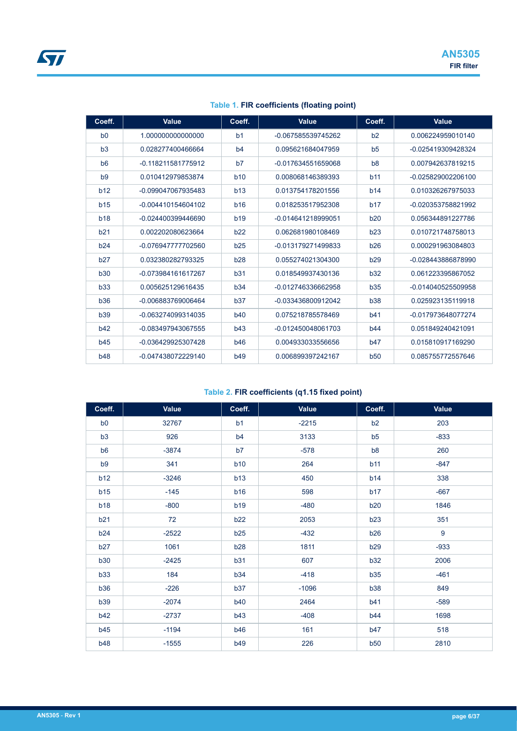**Table 1. FIR coefficients (floating point)**

| Coeff. | Value | Coeff. | Value | Coeff. | Value |
|---|---|---|---|---|---|
| b0 | 1.000000000000000 | b1 | -0.067585539745262 | b2 | 0.006224959010140 |
| b3 | 0.028277400466664 | b4 | 0.095621684047959 | b5 | -0.025419309428324 |
| b6 | -0.118211581775912 | b7 | -0.017634551659068 | b8 | 0.007942637819215 |
| b9 | 0.010412979853874 | b10 | 0.008068146389393 | b11 | -0.025829002206100 |
| b12 | -0.099047067935483 | b13 | 0.013754178201556 | b14 | 0.010326267975033 |
| b15 | -0.004410154604102 | b16 | 0.018253517952308 | b17 | -0.020353758821992 |
| b18 | -0.024400399446690 | b19 | -0.014641218999051 | b20 | 0.056344891227786 |
| b21 | 0.002202080623664 | b22 | 0.062681980108469 | b23 | 0.010721748758013 |
| b24 | -0.076947777702560 | b25 | -0.013179271499833 | b26 | 0.000291963084803 |
| b27 | 0.032380282793325 | b28 | 0.055274021304300 | b29 | -0.028443886878990 |
| b30 | -0.073984161617267 | b31 | 0.018549937430136 | b32 | 0.061223395867052 |
| b33 | 0.005625129616435 | b34 | -0.012746336662958 | b35 | -0.014040525509958 |
| b36 | -0.006883769006464 | b37 | -0.033436800912042 | b38 | 0.025923135119918 |
| b39 | -0.063274099314035 | b40 | 0.075218785578469 | b41 | -0.017973648077274 |
| b42 | -0.083497943067555 | b43 | -0.012450048061703 | b44 | 0.051849240421091 |
| b45 | -0.036429925307428 | b46 | 0.004933033556656 | b47 | 0.015810917169290 |
| b48 | -0.047438072229140 | b49 | 0.006899397242167 | b50 | 0.085755772557646 |

**Table 2. FIR coefficients (q1.15 fixed point)**

| Coeff. | Value | Coeff. | Value | Coeff. | Value |
|---|---|---|---|---|---|
| b0 | 32767 | b1 | -2215 | b2 | 203 |
| b3 | 926 | b4 | 3133 | b5 | -833 |
| b6 | -3874 | b7 | -578 | b8 | 260 |
| b9 | 341 | b10 | 264 | b11 | -847 |
| b12 | -3246 | b13 | 450 | b14 | 338 |
| b15 | -145 | b16 | 598 | b17 | -667 |
| b18 | -800 | b19 | -480 | b20 | 1846 |
| b21 | 72 | b22 | 2053 | b23 | 351 |
| b24 | -2522 | b25 | -432 | b26 | 9 |
| b27 | 1061 | b28 | 1811 | b29 | -933 |
| b30 | -2425 | b31 | 607 | b32 | 2006 |
| b33 | 184 | b34 | -418 | b35 | -461 |
| b36 | -226 | b37 | -1096 | b38 | 849 |
| b39 | -2074 | b40 | 2464 | b41 | -589 |
| b42 | -2737 | b43 | -408 | b44 | 1698 |
| b45 | -1194 | b46 | 161 | b47 | 518 |
| b48 | -1555 | b49 | 226 | b50 | 2810 |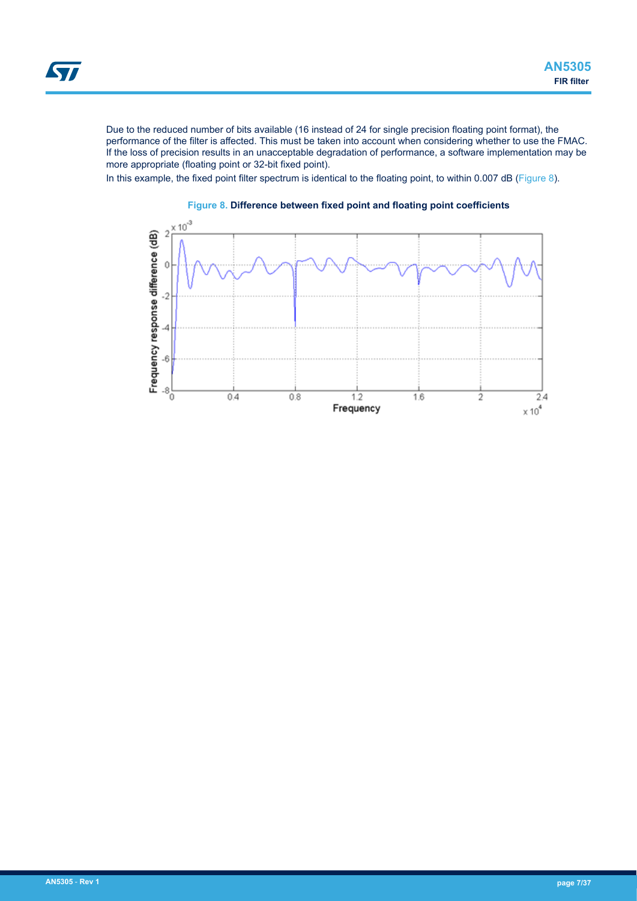Due to the reduced number of bits available (16 instead of 24 for single precision floating point format), the performance of the filter is affected. This must be taken into account when considering whether to use the FMAC. If the loss of precision results in an unacceptable degradation of performance, a software implementation may be more appropriate (floating point or 32-bit fixed point).

In this example, the fixed point filter spectrum is identical to the floating point, to within 0.007 dB (Figure 8).

**Figure 8. Difference between fixed point and floating point coefficients**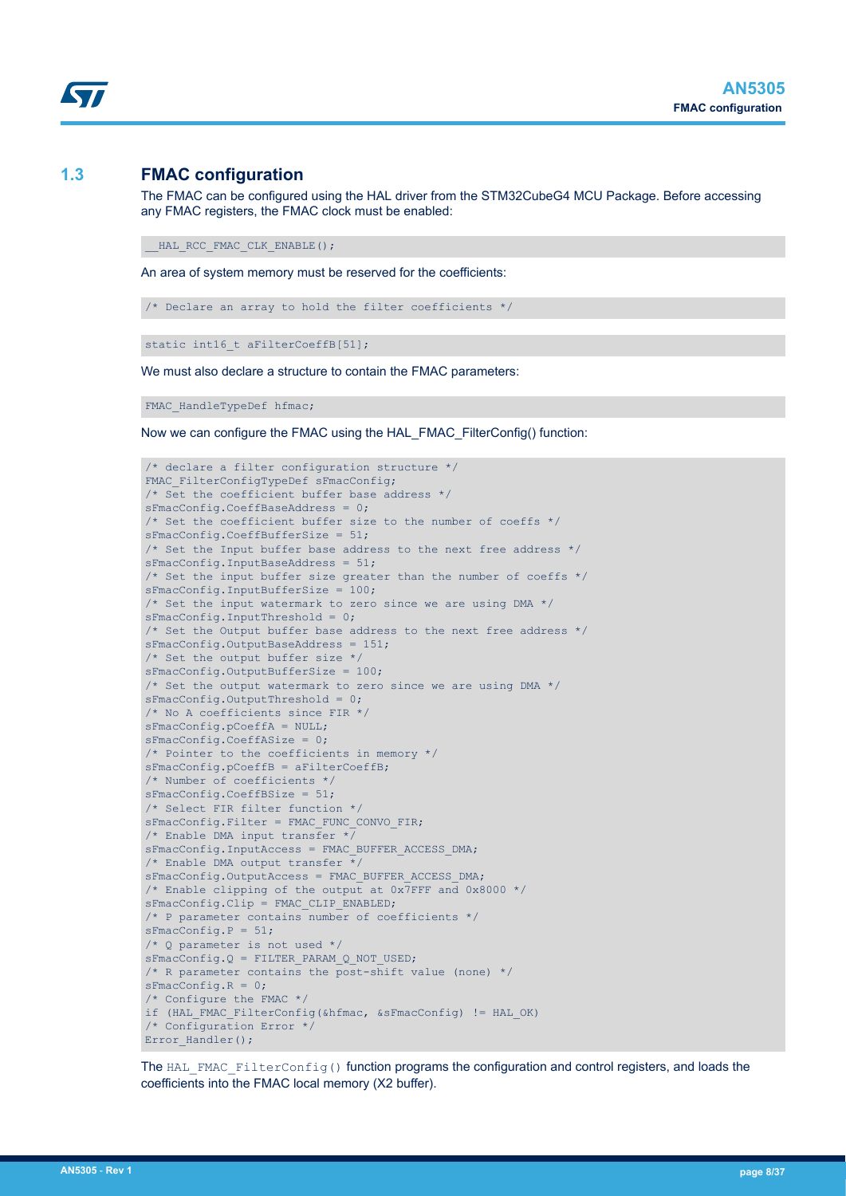## 1.3 FMAC configuration

The FMAC can be configured using the HAL driver from the STM32CubeG4 MCU Package. Before accessing any FMAC registers, the FMAC clock must be enabled:

```
__HAL_RCC_FMAC_CLK_ENABLE();
```

An area of system memory must be reserved for the coefficients:

```
/* Declare an array to hold the filter coefficients */
```

```
static int16_t aFilterCoeffB[51];
```

We must also declare a structure to contain the FMAC parameters:

```
FMAC_HandleTypeDef hfmac;
```

Now we can configure the FMAC using the HAL_FMAC_FilterConfig() function:

```
/* declare a filter configuration structure */
FMAC_FilterConfigTypeDef sFmacConfig;
/* Set the coefficient buffer base address */
sFmacConfig.CoeffBaseAddress = 0;
/* Set the coefficient buffer size to the number of coeffs */
sFmacConfig.CoeffBufferSize = 51;
/* Set the Input buffer base address to the next free address */
sFmacConfig.InputBaseAddress = 51;
/* Set the input buffer size greater than the number of coeffs */
sFmacConfig.InputBufferSize = 100;
/* Set the input watermark to zero since we are using DMA */
sFmacConfig.InputThreshold = 0;
/* Set the Output buffer base address to the next free address */
sFmacConfig.OutputBaseAddress = 151;
/* Set the output buffer size */
sFmacConfig.OutputBufferSize = 100;
/* Set the output watermark to zero since we are using DMA */
sFmacConfig.OutputThreshold = 0;
/* No A coefficients since FIR */
sFmacConfig.pCoeffA = NULL;
sFmacConfig.CoeffASize = 0;
/* Pointer to the coefficients in memory */
sFmacConfig.pCoeffB = aFilterCoeffB;
/* Number of coefficients */
sFmacConfig.CoeffBSize = 51;
/* Select FIR filter function */
sFmacConfig.Filter = FMAC_FUNC_CONVO_FIR;
/* Enable DMA input transfer */
sFmacConfig.InputAccess = FMAC_BUFFER_ACCESS_DMA;
/* Enable DMA output transfer */
sFmacConfig.OutputAccess = FMAC_BUFFER_ACCESS_DMA;
/* Enable clipping of the output at 0x7FFF and 0x8000 */
sFmacConfig.Clip = FMAC_CLIP_ENABLED;
/* P parameter contains number of coefficients */
sFmacConfig.P = 51;
/* Q parameter is not used */
sFmacConfig.Q = FILTER_PARAM_Q_NOT_USED;
/* R parameter contains the post-shift value (none) */
sFmacConfig.R = 0;
/* Configure the FMAC */
if (HAL_FMAC_FilterConfig(&hfmac, &sFmacConfig) != HAL_OK)
/* Configuration Error */
Error_Handler();
```

The `HAL_FMAC_FilterConfig()` function programs the configuration and control registers, and loads the coefficients into the FMAC local memory (X2 buffer).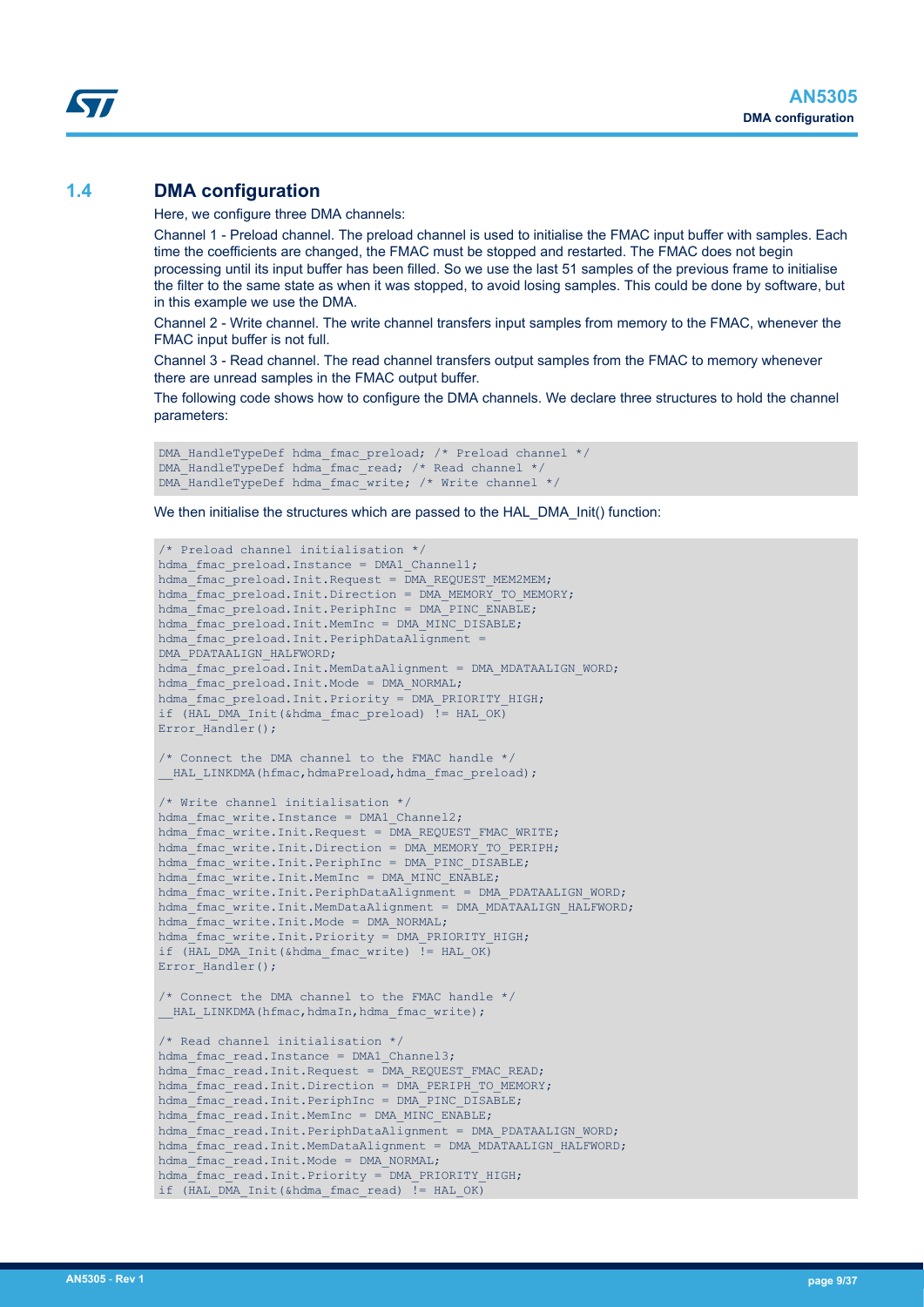## 1.4 DMA configuration

Here, we configure three DMA channels:

Channel 1 - Preload channel. The preload channel is used to initialise the FMAC input buffer with samples. Each time the coefficients are changed, the FMAC must be stopped and restarted. The FMAC does not begin processing until its input buffer has been filled. So we use the last 51 samples of the previous frame to initialise the filter to the same state as when it was stopped, to avoid losing samples. This could be done by software, but in this example we use the DMA.

Channel 2 - Write channel. The write channel transfers input samples from memory to the FMAC, whenever the FMAC input buffer is not full.

Channel 3 - Read channel. The read channel transfers output samples from the FMAC to memory whenever there are unread samples in the FMAC output buffer.

The following code shows how to configure the DMA channels. We declare three structures to hold the channel parameters:

```
DMA_HandleTypeDef hdma_fmac_preload; /* Preload channel */
DMA_HandleTypeDef hdma_fmac_read; /* Read channel */
DMA_HandleTypeDef hdma_fmac_write; /* Write channel */
```

We then initialise the structures which are passed to the HAL_DMA_Init() function:

```
/* Preload channel initialisation */
hdma_fmac_preload.Instance = DMA1_Channel1;
hdma_fmac_preload.Init.Request = DMA_REQUEST_MEM2MEM;
hdma_fmac_preload.Init.Direction = DMA_MEMORY_TO_MEMORY;
hdma_fmac_preload.Init.PeriphInc = DMA_PINC_ENABLE;
hdma_fmac_preload.Init.MemInc = DMA_MINC_DISABLE;
hdma_fmac_preload.Init.PeriphDataAlignment =
DMA_PDATAALIGN_HALFWORD;
hdma_fmac_preload.Init.MemDataAlignment = DMA_MDATAALIGN_WORD;
hdma_fmac_preload.Init.Mode = DMA_NORMAL;
hdma_fmac_preload.Init.Priority = DMA_PRIORITY_HIGH;
if (HAL_DMA_Init(&hdma_fmac_preload) != HAL_OK)
Error_Handler();

/* Connect the DMA channel to the FMAC handle */
__HAL_LINKDMA(hfmac,hdmaPreload,hdma_fmac_preload);

/* Write channel initialisation */
hdma_fmac_write.Instance = DMA1_Channel2;
hdma_fmac_write.Init.Request = DMA_REQUEST_FMAC_WRITE;
hdma_fmac_write.Init.Direction = DMA_MEMORY_TO_PERIPH;
hdma_fmac_write.Init.PeriphInc = DMA_PINC_DISABLE;
hdma_fmac_write.Init.MemInc = DMA_MINC_ENABLE;
hdma_fmac_write.Init.PeriphDataAlignment = DMA_PDATAALIGN_WORD;
hdma_fmac_write.Init.MemDataAlignment = DMA_MDATAALIGN_HALFWORD;
hdma_fmac_write.Init.Mode = DMA_NORMAL;
hdma_fmac_write.Init.Priority = DMA_PRIORITY_HIGH;
if (HAL_DMA_Init(&hdma_fmac_write) != HAL_OK)
Error_Handler();

/* Connect the DMA channel to the FMAC handle */
__HAL_LINKDMA(hfmac,hdmaIn,hdma_fmac_write);

/* Read channel initialisation */
hdma_fmac_read.Instance = DMA1_Channel3;
hdma_fmac_read.Init.Request = DMA_REQUEST_FMAC_READ;
hdma_fmac_read.Init.Direction = DMA_PERIPH_TO_MEMORY;
hdma_fmac_read.Init.PeriphInc = DMA_PINC_DISABLE;
hdma_fmac_read.Init.MemInc = DMA_MINC_ENABLE;
hdma_fmac_read.Init.PeriphDataAlignment = DMA_PDATAALIGN_WORD;
hdma_fmac_read.Init.MemDataAlignment = DMA_MDATAALIGN_HALFWORD;
hdma_fmac_read.Init.Mode = DMA_NORMAL;
hdma_fmac_read.Init.Priority = DMA_PRIORITY_HIGH;
if (HAL_DMA_Init(&hdma_fmac_read) != HAL_OK)
```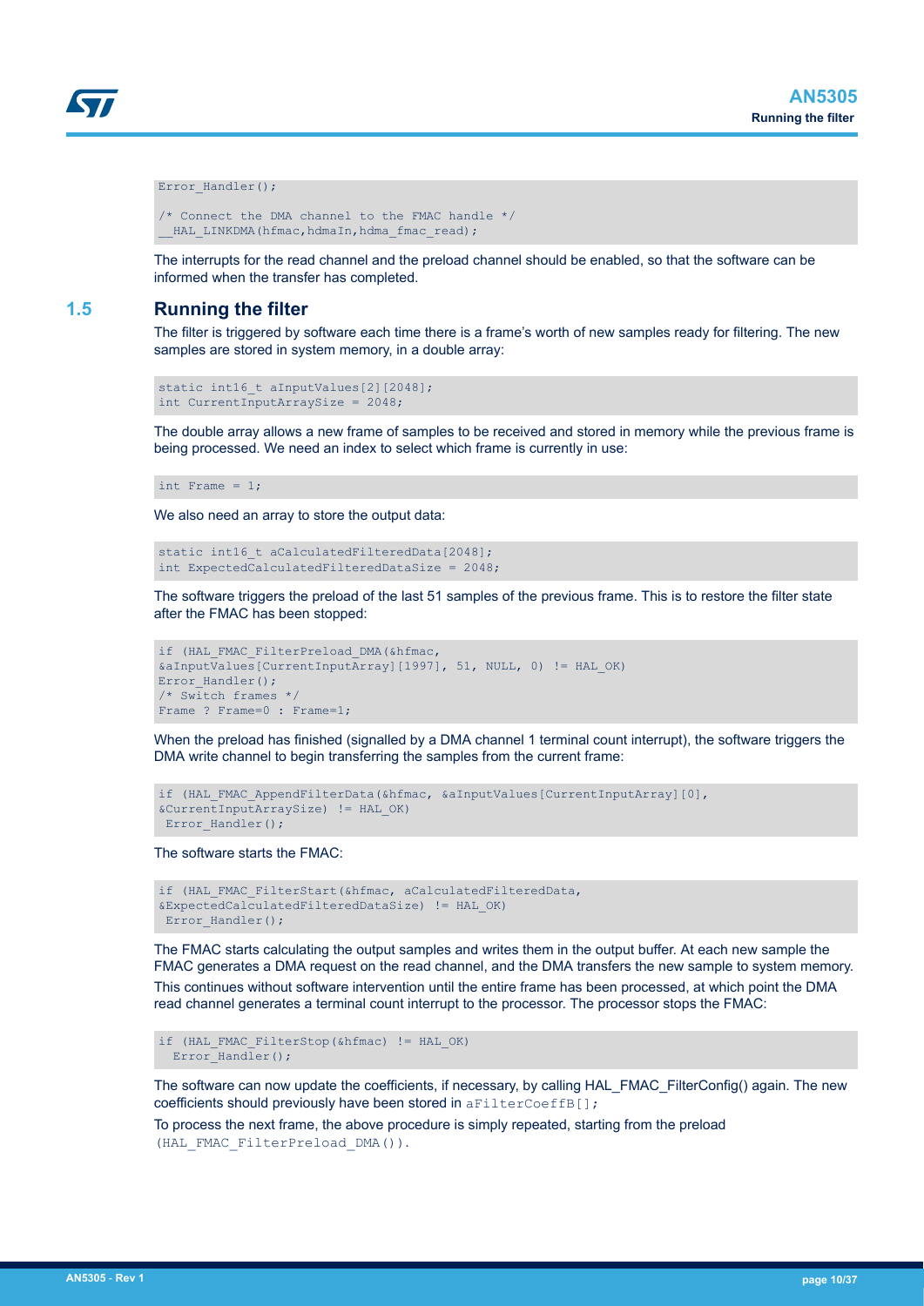```
Error_Handler();

/* Connect the DMA channel to the FMAC handle */
__HAL_LINKDMA(hfmac,hdmaIn,hdma_fmac_read);
```

The interrupts for the read channel and the preload channel should be enabled, so that the software can be informed when the transfer has completed.

## 1.5 Running the filter

The filter is triggered by software each time there is a frame's worth of new samples ready for filtering. The new samples are stored in system memory, in a double array:

```
static int16_t aInputValues[2][2048];
int CurrentInputArraySize = 2048;
```

The double array allows a new frame of samples to be received and stored in memory while the previous frame is being processed. We need an index to select which frame is currently in use:

```
int Frame = 1;
```

We also need an array to store the output data:

```
static int16_t aCalculatedFilteredData[2048];
int ExpectedCalculatedFilteredDataSize = 2048;
```

The software triggers the preload of the last 51 samples of the previous frame. This is to restore the filter state after the FMAC has been stopped:

```
if (HAL_FMAC_FilterPreload_DMA(&hfmac,
&aInputValues[CurrentInputArray][1997], 51, NULL, 0) != HAL_OK)
Error_Handler();
/* Switch frames */
Frame ? Frame=0 : Frame=1;
```

When the preload has finished (signalled by a DMA channel 1 terminal count interrupt), the software triggers the DMA write channel to begin transferring the samples from the current frame:

```
if (HAL_FMAC_AppendFilterData(&hfmac, &aInputValues[CurrentInputArray][0],
&CurrentInputArraySize) != HAL_OK)
 Error_Handler();
```

The software starts the FMAC:

```
if (HAL_FMAC_FilterStart(&hfmac, aCalculatedFilteredData,
&ExpectedCalculatedFilteredDataSize) != HAL_OK)
 Error_Handler();
```

The FMAC starts calculating the output samples and writes them in the output buffer. At each new sample the FMAC generates a DMA request on the read channel, and the DMA transfers the new sample to system memory.

This continues without software intervention until the entire frame has been processed, at which point the DMA read channel generates a terminal count interrupt to the processor. The processor stops the FMAC:

```
if (HAL_FMAC_FilterStop(&hfmac) != HAL_OK)
  Error_Handler();
```

The software can now update the coefficients, if necessary, by calling HAL_FMAC_FilterConfig() again. The new coefficients should previously have been stored in `aFilterCoeffB[];`

To process the next frame, the above procedure is simply repeated, starting from the preload `(HAL_FMAC_FilterPreload_DMA())`.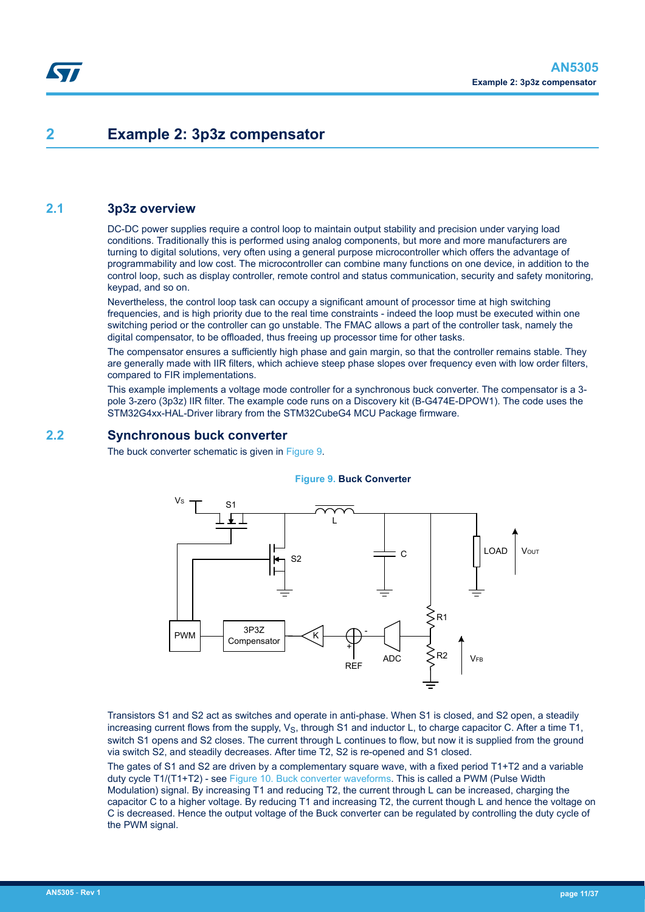# 2 Example 2: 3p3z compensator

## 2.1 3p3z overview

DC-DC power supplies require a control loop to maintain output stability and precision under varying load conditions. Traditionally this is performed using analog components, but more and more manufacturers are turning to digital solutions, very often using a general purpose microcontroller which offers the advantage of programmability and low cost. The microcontroller can combine many functions on one device, in addition to the control loop, such as display controller, remote control and status communication, security and safety monitoring, keypad, and so on.

Nevertheless, the control loop task can occupy a significant amount of processor time at high switching frequencies, and is high priority due to the real time constraints - indeed the loop must be executed within one switching period or the controller can go unstable. The FMAC allows a part of the controller task, namely the digital compensator, to be offloaded, thus freeing up processor time for other tasks.

The compensator ensures a sufficiently high phase and gain margin, so that the controller remains stable. They are generally made with IIR filters, which achieve steep phase slopes over frequency even with low order filters, compared to FIR implementations.

This example implements a voltage mode controller for a synchronous buck converter. The compensator is a 3-pole 3-zero (3p3z) IIR filter. The example code runs on a Discovery kit (B-G474E-DPOW1). The code uses the STM32G4xx-HAL-Driver library from the STM32CubeG4 MCU Package firmware.

## 2.2 Synchronous buck converter

The buck converter schematic is given in Figure 9.

**Figure 9. Buck Converter**

Transistors S1 and S2 act as switches and operate in anti-phase. When S1 is closed, and S2 open, a steadily increasing current flows from the supply, $V_S$, through S1 and inductor L, to charge capacitor C. After a time T1, switch S1 opens and S2 closes. The current through L continues to flow, but now it is supplied from the ground via switch S2, and steadily decreases. After time T2, S2 is re-opened and S1 closed.

The gates of S1 and S2 are driven by a complementary square wave, with a fixed period T1+T2 and a variable duty cycle T1/(T1+T2) - see Figure 10. Buck converter waveforms. This is called a PWM (Pulse Width Modulation) signal. By increasing T1 and reducing T2, the current through L can be increased, charging the capacitor C to a higher voltage. By reducing T1 and increasing T2, the current though L and hence the voltage on C is decreased. Hence the output voltage of the Buck converter can be regulated by controlling the duty cycle of the PWM signal.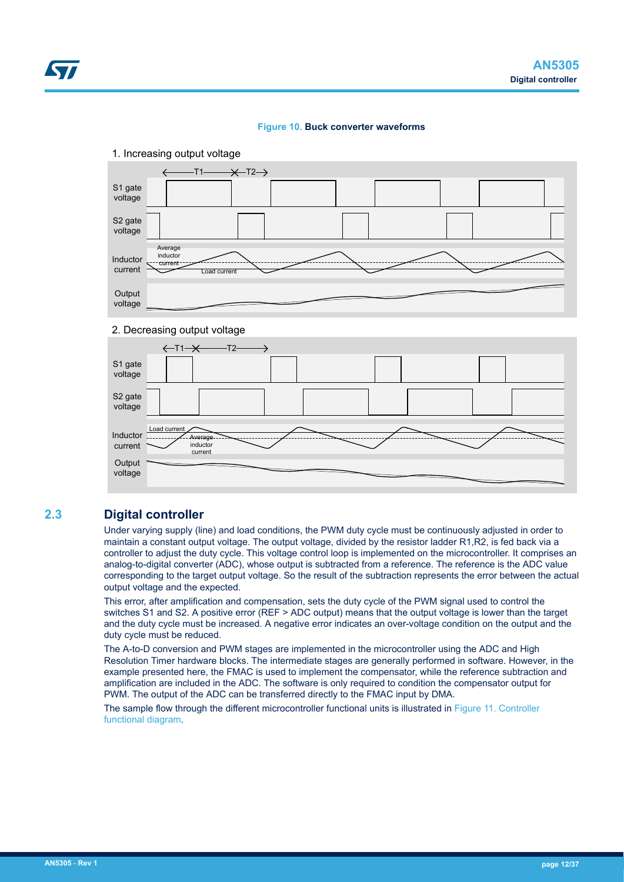**Figure 10. Buck converter waveforms**

1. Increasing output voltage

2. Decreasing output voltage

## 2.3 Digital controller

Under varying supply (line) and load conditions, the PWM duty cycle must be continuously adjusted in order to maintain a constant output voltage. The output voltage, divided by the resistor ladder R1,R2, is fed back via a controller to adjust the duty cycle. This voltage control loop is implemented on the microcontroller. It comprises an analog-to-digital converter (ADC), whose output is subtracted from a reference. The reference is the ADC value corresponding to the target output voltage. So the result of the subtraction represents the error between the actual output voltage and the expected.

This error, after amplification and compensation, sets the duty cycle of the PWM signal used to control the switches S1 and S2. A positive error (REF > ADC output) means that the output voltage is lower than the target and the duty cycle must be increased. A negative error indicates an over-voltage condition on the output and the duty cycle must be reduced.

The A-to-D conversion and PWM stages are implemented in the microcontroller using the ADC and High Resolution Timer hardware blocks. The intermediate stages are generally performed in software. However, in the example presented here, the FMAC is used to implement the compensator, while the reference subtraction and amplification are included in the ADC. The software is only required to condition the compensator output for PWM. The output of the ADC can be transferred directly to the FMAC input by DMA.

The sample flow through the different microcontroller functional units is illustrated in Figure 11. Controller functional diagram.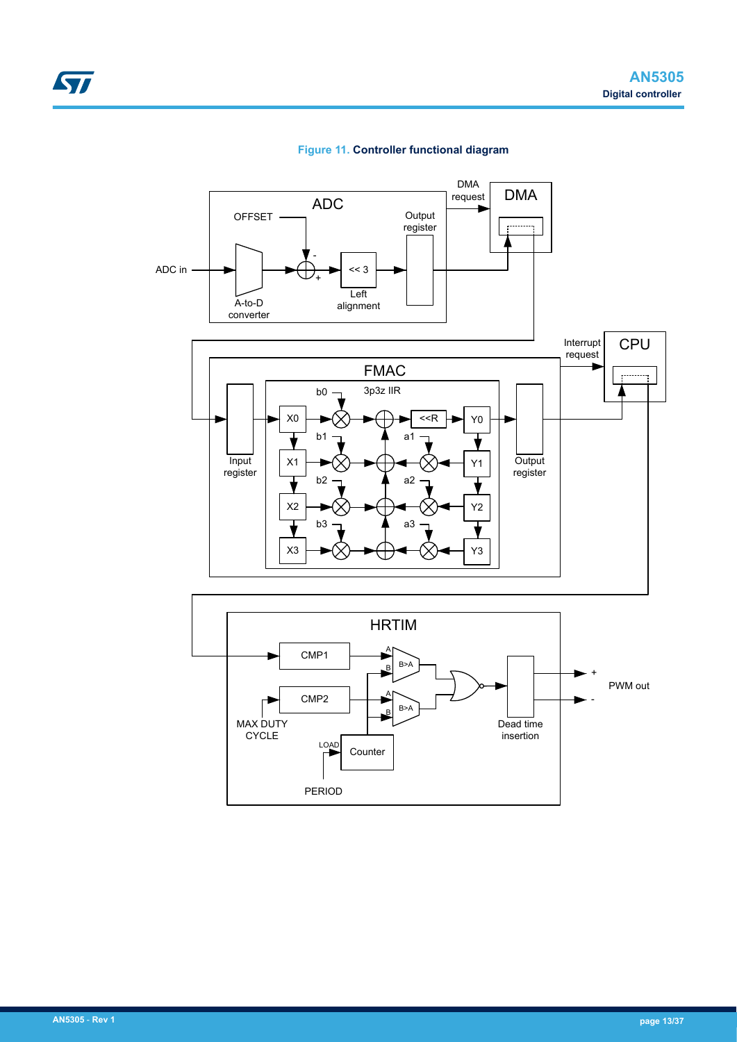Figure 11. Controller functional diagram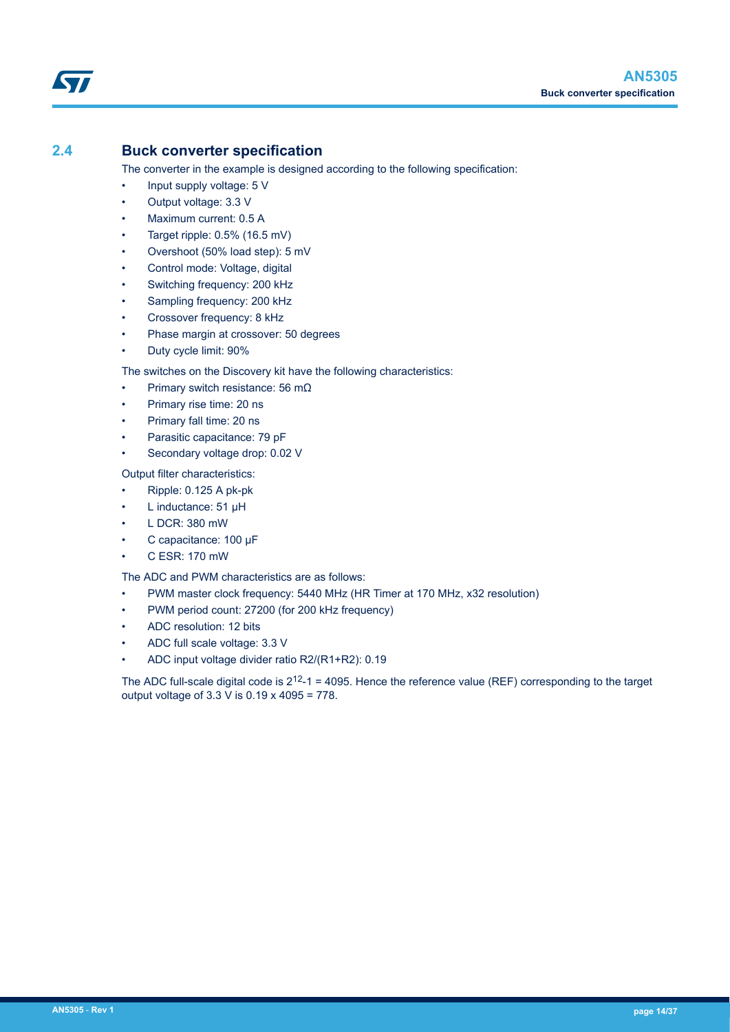## 2.4 Buck converter specification

The converter in the example is designed according to the following specification:

- Input supply voltage: 5 V
- Output voltage: 3.3 V
- Maximum current: 0.5 A
- Target ripple: 0.5% (16.5 mV)
- Overshoot (50% load step): 5 mV
- Control mode: Voltage, digital
- Switching frequency: 200 kHz
- Sampling frequency: 200 kHz
- Crossover frequency: 8 kHz
- Phase margin at crossover: 50 degrees
- Duty cycle limit: 90%

The switches on the Discovery kit have the following characteristics:

- Primary switch resistance: 56 mΩ
- Primary rise time: 20 ns
- Primary fall time: 20 ns
- Parasitic capacitance: 79 pF
- Secondary voltage drop: 0.02 V

Output filter characteristics:

- Ripple: 0.125 A pk-pk
- L inductance: 51 µH
- L DCR: 380 mW
- C capacitance: 100 µF
- C ESR: 170 mW

The ADC and PWM characteristics are as follows:

- PWM master clock frequency: 5440 MHz (HR Timer at 170 MHz, x32 resolution)
- PWM period count: 27200 (for 200 kHz frequency)
- ADC resolution: 12 bits
- ADC full scale voltage: 3.3 V
- ADC input voltage divider ratio R2/(R1+R2): 0.19

The ADC full-scale digital code is $2^{12}$-1 = 4095. Hence the reference value (REF) corresponding to the target output voltage of 3.3 V is 0.19 x 4095 = 778.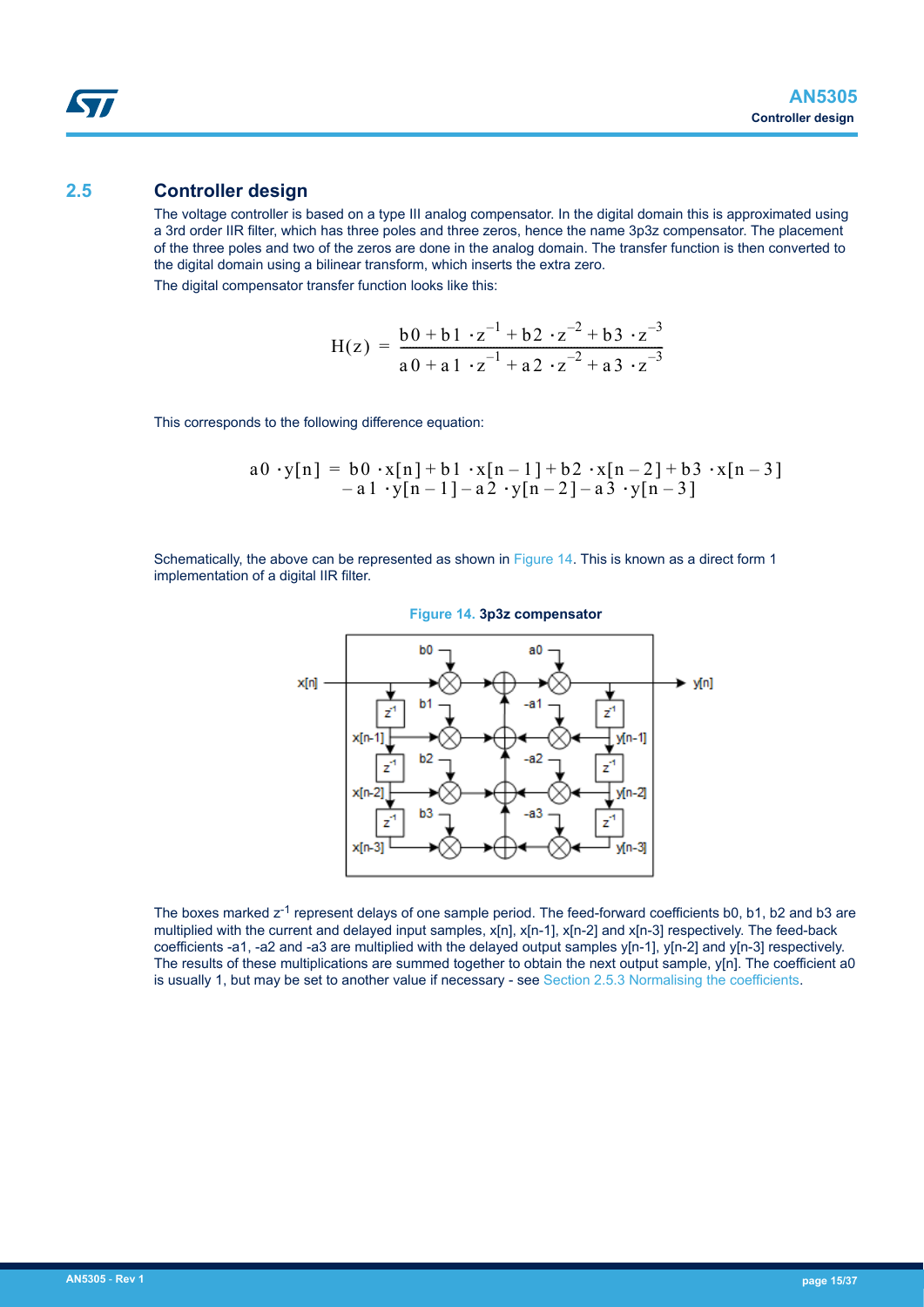## 2.5 Controller design

The voltage controller is based on a type III analog compensator. In the digital domain this is approximated using a 3rd order IIR filter, which has three poles and three zeros, hence the name 3p3z compensator. The placement of the three poles and two of the zeros are done in the analog domain. The transfer function is then converted to the digital domain using a bilinear transform, which inserts the extra zero.

The digital compensator transfer function looks like this:

$$H(z) = \frac{b0 + b1 \cdot z^{-1} + b2 \cdot z^{-2} + b3 \cdot z^{-3}}{a0 + a1 \cdot z^{-1} + a2 \cdot z^{-2} + a3 \cdot z^{-3}}$$

This corresponds to the following difference equation:

$$a0 \cdot y[n] = b0 \cdot x[n] + b1 \cdot x[n-1] + b2 \cdot x[n-2] + b3 \cdot x[n-3] - a1 \cdot y[n-1] - a2 \cdot y[n-2] - a3 \cdot y[n-3]$$

Schematically, the above can be represented as shown in Figure 14. This is known as a direct form 1 implementation of a digital IIR filter.

**Figure 14. 3p3z compensator**

The boxes marked $z^{-1}$ represent delays of one sample period. The feed-forward coefficients b0, b1, b2 and b3 are multiplied with the current and delayed input samples, x[n], x[n-1], x[n-2] and x[n-3] respectively. The feed-back coefficients -a1, -a2 and -a3 are multiplied with the delayed output samples y[n-1], y[n-2] and y[n-3] respectively. The results of these multiplications are summed together to obtain the next output sample, y[n]. The coefficient a0 is usually 1, but may be set to another value if necessary - see Section 2.5.3 Normalising the coefficients.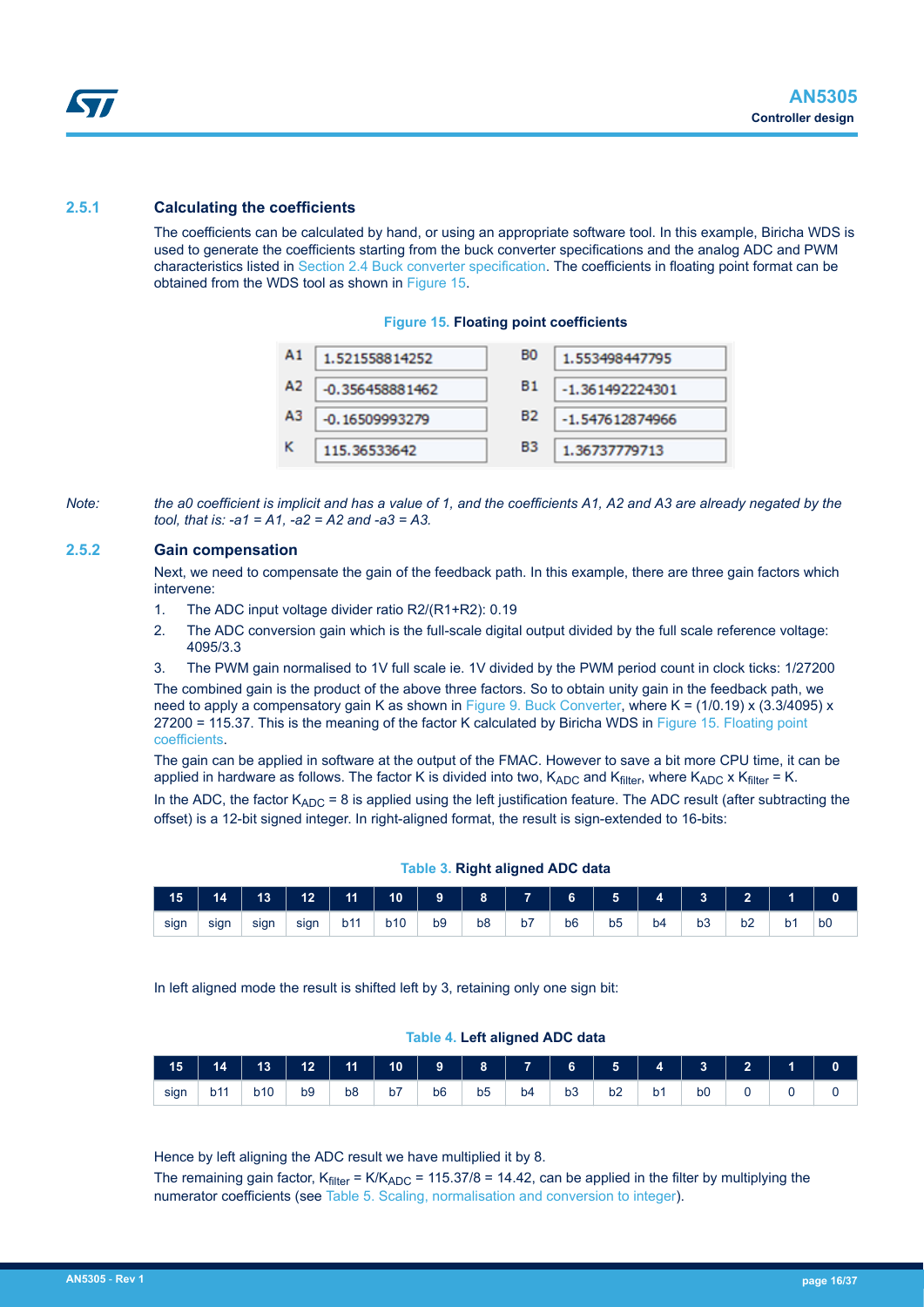### 2.5.1 Calculating the coefficients

The coefficients can be calculated by hand, or using an appropriate software tool. In this example, Biricha WDS is used to generate the coefficients starting from the buck converter specifications and the analog ADC and PWM characteristics listed in Section 2.4 Buck converter specification. The coefficients in floating point format can be obtained from the WDS tool as shown in Figure 15.

**Figure 15. Floating point coefficients**

| | | | |
|---|---|---|---|
| A1 | 1.521558814252 | B0 | 1.553498447795 |
| A2 | -0.356458881462 | B1 | -1.361492224301 |
| A3 | -0.16509993279 | B2 | -1.547612874966 |
| K | 115.36533642 | B3 | 1.36737779713 |

*Note: the a0 coefficient is implicit and has a value of 1, and the coefficients A1, A2 and A3 are already negated by the tool, that is: -a1 = A1, -a2 = A2 and -a3 = A3.*

### 2.5.2 Gain compensation

Next, we need to compensate the gain of the feedback path. In this example, there are three gain factors which intervene:

1. The ADC input voltage divider ratio R2/(R1+R2): 0.19
2. The ADC conversion gain which is the full-scale digital output divided by the full scale reference voltage: 4095/3.3
3. The PWM gain normalised to 1V full scale ie. 1V divided by the PWM period count in clock ticks: 1/27200

The combined gain is the product of the above three factors. So to obtain unity gain in the feedback path, we need to apply a compensatory gain K as shown in Figure 9. Buck Converter, where K = (1/0.19) x (3.3/4095) x 27200 = 115.37. This is the meaning of the factor K calculated by Biricha WDS in Figure 15. Floating point coefficients.

The gain can be applied in software at the output of the FMAC. However to save a bit more CPU time, it can be applied in hardware as follows. The factor K is divided into two, $K_{ADC}$ and $K_{filter}$, where $K_{ADC}$ x $K_{filter}$ = K.

In the ADC, the factor $K_{ADC}$ = 8 is applied using the left justification feature. The ADC result (after subtracting the offset) is a 12-bit signed integer. In right-aligned format, the result is sign-extended to 16-bits:

**Table 3. Right aligned ADC data**

| 15 | 14 | 13 | 12 | 11 | 10 | 9 | 8 | 7 | 6 | 5 | 4 | 3 | 2 | 1 | 0 |
|---|---|---|---|---|---|---|---|---|---|---|---|---|---|---|---|
| sign | sign | sign | sign | b11 | b10 | b9 | b8 | b7 | b6 | b5 | b4 | b3 | b2 | b1 | b0 |

In left aligned mode the result is shifted left by 3, retaining only one sign bit:

**Table 4. Left aligned ADC data**

| 15 | 14 | 13 | 12 | 11 | 10 | 9 | 8 | 7 | 6 | 5 | 4 | 3 | 2 | 1 | 0 |
|---|---|---|---|---|---|---|---|---|---|---|---|---|---|---|---|
| sign | b11 | b10 | b9 | b8 | b7 | b6 | b5 | b4 | b3 | b2 | b1 | b0 | 0 | 0 | 0 |

Hence by left aligning the ADC result we have multiplied it by 8.

The remaining gain factor, $K_{filter}$ = K/$K_{ADC}$ = 115.37/8 = 14.42, can be applied in the filter by multiplying the numerator coefficients (see Table 5. Scaling, normalisation and conversion to integer).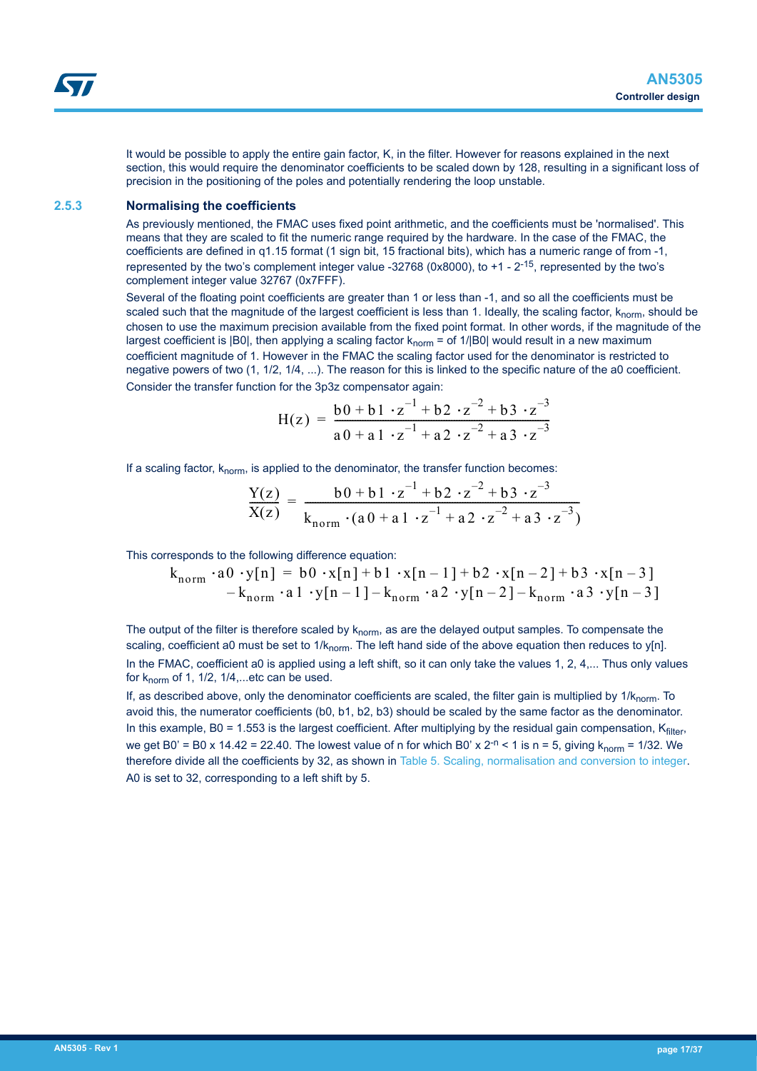It would be possible to apply the entire gain factor, K, in the filter. However for reasons explained in the next section, this would require the denominator coefficients to be scaled down by 128, resulting in a significant loss of precision in the positioning of the poles and potentially rendering the loop unstable.

### 2.5.3 Normalising the coefficients

As previously mentioned, the FMAC uses fixed point arithmetic, and the coefficients must be 'normalised'. This means that they are scaled to fit the numeric range required by the hardware. In the case of the FMAC, the coefficients are defined in q1.15 format (1 sign bit, 15 fractional bits), which has a numeric range of from -1, represented by the two's complement integer value -32768 (0x8000), to $+1 - 2^{-15}$, represented by the two's complement integer value 32767 (0x7FFF).

Several of the floating point coefficients are greater than 1 or less than -1, and so all the coefficients must be scaled such that the magnitude of the largest coefficient is less than 1. Ideally, the scaling factor, $k_{norm}$, should be chosen to use the maximum precision available from the fixed point format. In other words, if the magnitude of the largest coefficient is |B0|, then applying a scaling factor $k_{norm}$ = of 1/|B0| would result in a new maximum coefficient magnitude of 1. However in the FMAC the scaling factor used for the denominator is restricted to negative powers of two (1, 1/2, 1/4, ...). The reason for this is linked to the specific nature of the a0 coefficient.

Consider the transfer function for the 3p3z compensator again:

$$H(z) = \frac{b0 + b1 \cdot z^{-1} + b2 \cdot z^{-2} + b3 \cdot z^{-3}}{a0 + a1 \cdot z^{-1} + a2 \cdot z^{-2} + a3 \cdot z^{-3}}$$

If a scaling factor, $k_{norm}$, is applied to the denominator, the transfer function becomes:

$$\frac{Y(z)}{X(z)} = \frac{b0 + b1 \cdot z^{-1} + b2 \cdot z^{-2} + b3 \cdot z^{-3}}{k_{norm} \cdot (a0 + a1 \cdot z^{-1} + a2 \cdot z^{-2} + a3 \cdot z^{-3})}$$

This corresponds to the following difference equation:

$$\begin{aligned} k_{norm} \cdot a0 \cdot y[n] = {} & b0 \cdot x[n] + b1 \cdot x[n-1] + b2 \cdot x[n-2] + b3 \cdot x[n-3] \\ & - k_{norm} \cdot a1 \cdot y[n-1] - k_{norm} \cdot a2 \cdot y[n-2] - k_{norm} \cdot a3 \cdot y[n-3] \end{aligned}$$

The output of the filter is therefore scaled by $k_{norm}$, as are the delayed output samples. To compensate the scaling, coefficient a0 must be set to $1/k_{norm}$. The left hand side of the above equation then reduces to y[n].

In the FMAC, coefficient a0 is applied using a left shift, so it can only take the values 1, 2, 4,... Thus only values for $k_{norm}$ of 1, 1/2, 1/4,...etc can be used.

If, as described above, only the denominator coefficients are scaled, the filter gain is multiplied by $1/k_{norm}$. To avoid this, the numerator coefficients (b0, b1, b2, b3) should be scaled by the same factor as the denominator. In this example, B0 = 1.553 is the largest coefficient. After multiplying by the residual gain compensation, $K_{filter}$, we get B0' = B0 x 14.42 = 22.40. The lowest value of n for which B0' x $2^{-n}$ < 1 is n = 5, giving $k_{norm}$ = 1/32. We therefore divide all the coefficients by 32, as shown in Table 5. Scaling, normalisation and conversion to integer. A0 is set to 32, corresponding to a left shift by 5.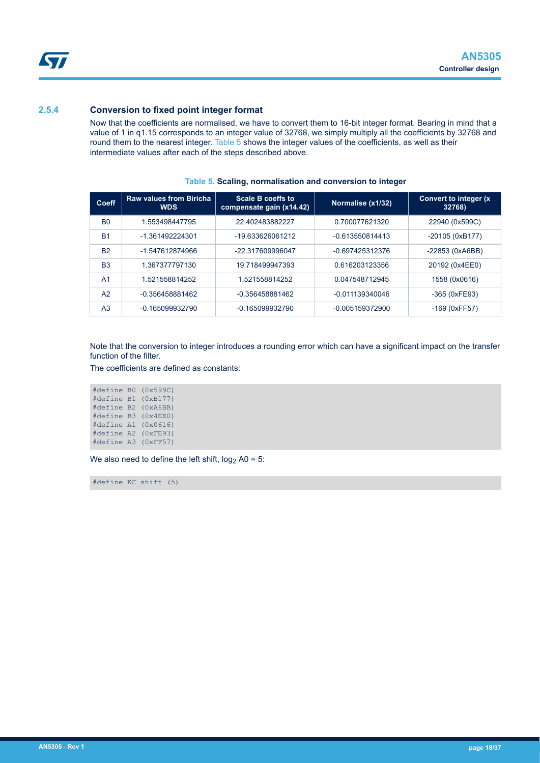### 2.5.4 Conversion to fixed point integer format

Now that the coefficients are normalised, we have to convert them to 16-bit integer format. Bearing in mind that a value of 1 in q1.15 corresponds to an integer value of 32768, we simply multiply all the coefficients by 32768 and round them to the nearest integer. Table 5 shows the integer values of the coefficients, as well as their intermediate values after each of the steps described above.

**Table 5. Scaling, normalisation and conversion to integer**

| Coeff | Raw values from Biricha WDS | Scale B coeffs to compensate gain (x14.42) | Normalise (x1/32) | Convert to integer (x 32768) |
|---|---|---|---|---|
| B0 | 1.553498447795 | 22.402483882227 | 0.700077621320 | 22940 (0x599C) |
| B1 | -1.361492224301 | -19.633626061212 | -0.613550814413 | -20105 (0xB177) |
| B2 | -1.547612874966 | -22.317609996047 | -0.697425312376 | -22853 (0xA6BB) |
| B3 | 1.367377797130 | 19.718499947393 | 0.616203123356 | 20192 (0x4EE0) |
| A1 | 1.521558814252 | 1.521558814252 | 0.047548712945 | 1558 (0x0616) |
| A2 | -0.356458881462 | -0.356458881462 | -0.011139340046 | -365 (0xFE93) |
| A3 | -0.165099932790 | -0.165099932790 | -0.005159372900 | -169 (0xFF57) |

Note that the conversion to integer introduces a rounding error which can have a significant impact on the transfer function of the filter.

The coefficients are defined as constants:

```
#define B0 (0x599C)
#define B1 (0xB177)
#define B2 (0xA6BB)
#define B3 (0x4EE0)
#define A1 (0x0616)
#define A2 (0xFE93)
#define A3 (0xFF57)
```

We also need to define the left shift, $\log_2 A0 = 5$:

```
#define KC_shift (5)
```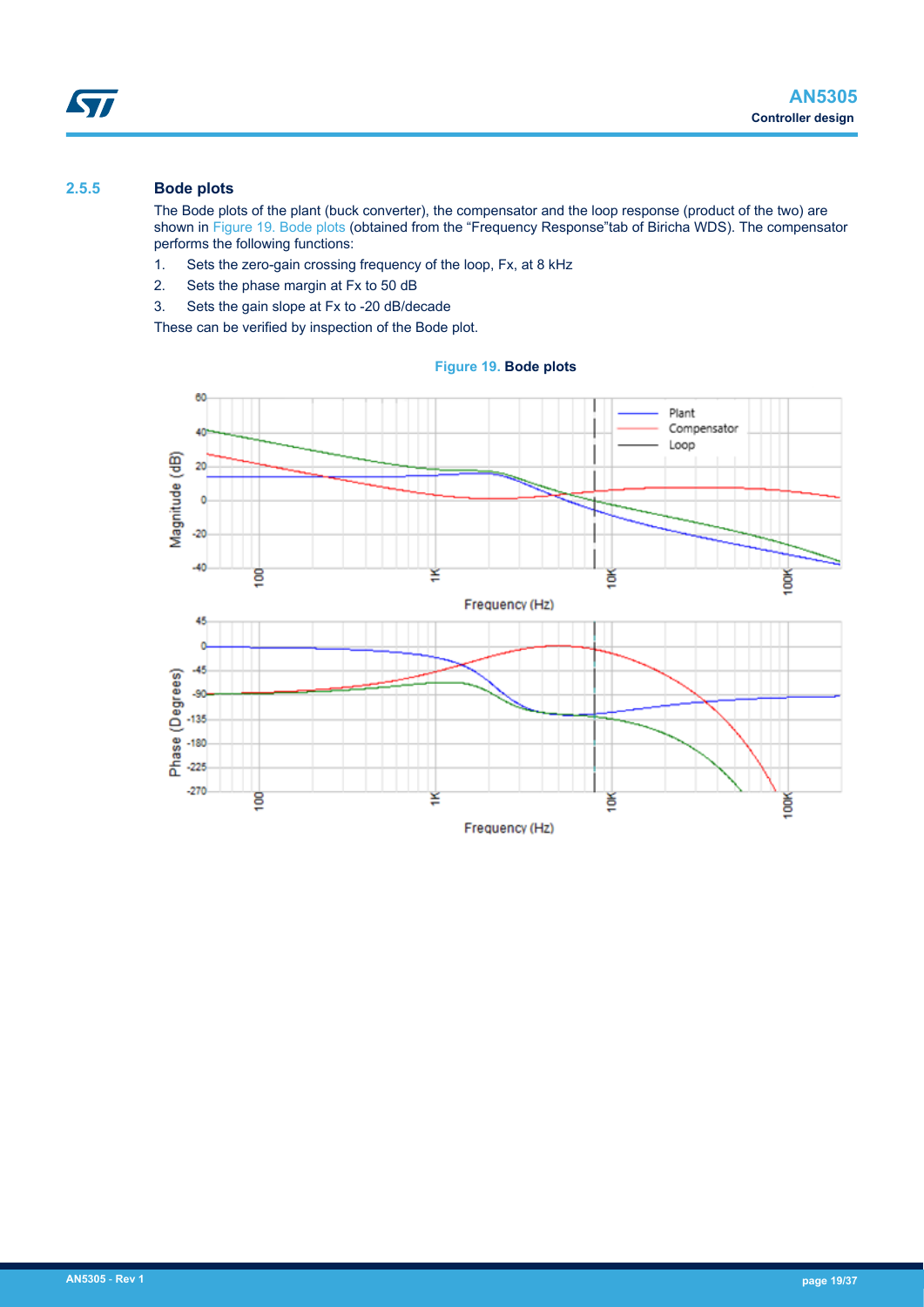### 2.5.5 Bode plots

The Bode plots of the plant (buck converter), the compensator and the loop response (product of the two) are shown in Figure 19. Bode plots (obtained from the "Frequency Response"tab of Biricha WDS). The compensator performs the following functions:

1. Sets the zero-gain crossing frequency of the loop, Fx, at 8 kHz
2. Sets the phase margin at Fx to 50 dB
3. Sets the gain slope at Fx to -20 dB/decade

These can be verified by inspection of the Bode plot.

**Figure 19.** Bode plots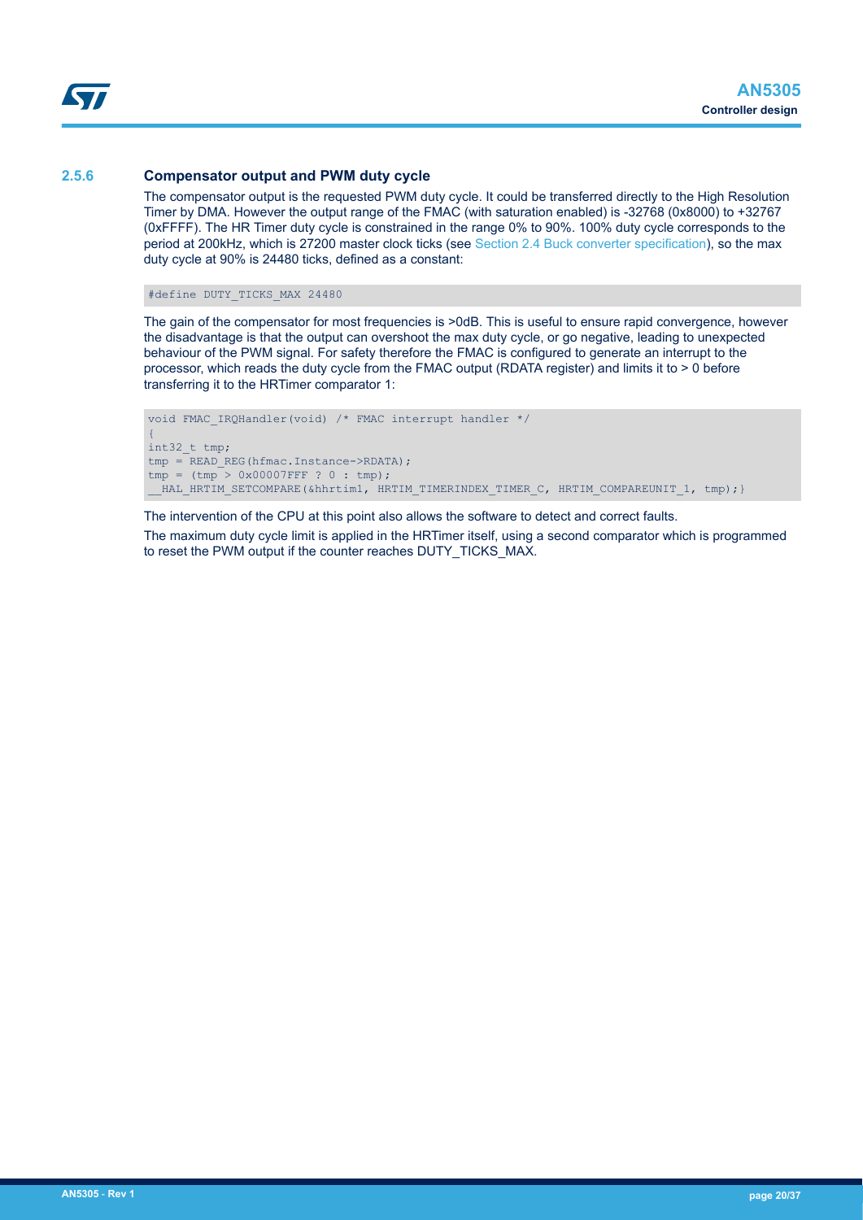### 2.5.6 Compensator output and PWM duty cycle

The compensator output is the requested PWM duty cycle. It could be transferred directly to the High Resolution Timer by DMA. However the output range of the FMAC (with saturation enabled) is -32768 (0x8000) to +32767 (0xFFFF). The HR Timer duty cycle is constrained in the range 0% to 90%. 100% duty cycle corresponds to the period at 200kHz, which is 27200 master clock ticks (see Section 2.4 Buck converter specification), so the max duty cycle at 90% is 24480 ticks, defined as a constant:

```
#define DUTY_TICKS_MAX 24480
```

The gain of the compensator for most frequencies is >0dB. This is useful to ensure rapid convergence, however the disadvantage is that the output can overshoot the max duty cycle, or go negative, leading to unexpected behaviour of the PWM signal. For safety therefore the FMAC is configured to generate an interrupt to the processor, which reads the duty cycle from the FMAC output (RDATA register) and limits it to > 0 before transferring it to the HRTimer comparator 1:

```
void FMAC_IRQHandler(void) /* FMAC interrupt handler */
{
int32_t tmp;
tmp = READ_REG(hfmac.Instance->RDATA);
tmp = (tmp > 0x00007FFF ? 0 : tmp);
__HAL_HRTIM_SETCOMPARE(&hhrtim1, HRTIM_TIMERINDEX_TIMER_C, HRTIM_COMPAREUNIT_1, tmp);}
```

The intervention of the CPU at this point also allows the software to detect and correct faults.

The maximum duty cycle limit is applied in the HRTimer itself, using a second comparator which is programmed to reset the PWM output if the counter reaches DUTY_TICKS_MAX.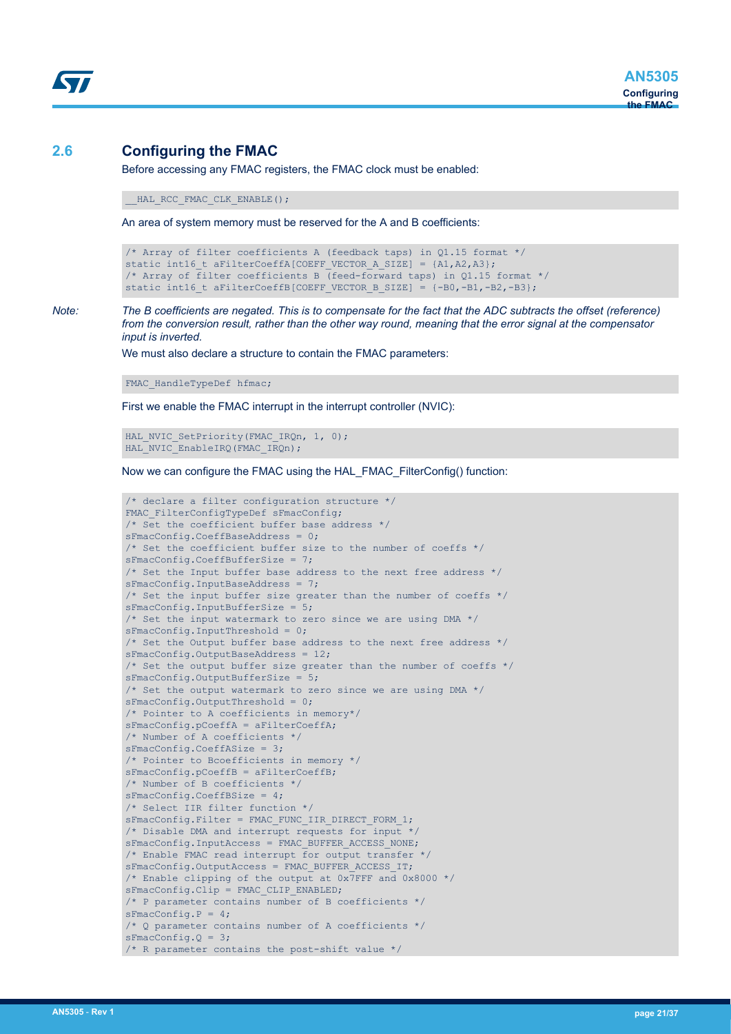## 2.6 Configuring the FMAC

Before accessing any FMAC registers, the FMAC clock must be enabled:

```
__HAL_RCC_FMAC_CLK_ENABLE();
```

An area of system memory must be reserved for the A and B coefficients:

```
/* Array of filter coefficients A (feedback taps) in Q1.15 format */
static int16_t aFilterCoeffA[COEFF_VECTOR_A_SIZE] = {A1,A2,A3};
/* Array of filter coefficients B (feed-forward taps) in Q1.15 format */
static int16_t aFilterCoeffB[COEFF_VECTOR_B_SIZE] = {-B0,-B1,-B2,-B3};
```

*Note: The B coefficients are negated. This is to compensate for the fact that the ADC subtracts the offset (reference) from the conversion result, rather than the other way round, meaning that the error signal at the compensator input is inverted.*

We must also declare a structure to contain the FMAC parameters:

```
FMAC_HandleTypeDef hfmac;
```

First we enable the FMAC interrupt in the interrupt controller (NVIC):

```
HAL_NVIC_SetPriority(FMAC_IRQn, 1, 0);
HAL_NVIC_EnableIRQ(FMAC_IRQn);
```

Now we can configure the FMAC using the HAL_FMAC_FilterConfig() function:

```
/* declare a filter configuration structure */
FMAC_FilterConfigTypeDef sFmacConfig;
/* Set the coefficient buffer base address */
sFmacConfig.CoeffBaseAddress = 0;
/* Set the coefficient buffer size to the number of coeffs */
sFmacConfig.CoeffBufferSize = 7;
/* Set the Input buffer base address to the next free address */
sFmacConfig.InputBaseAddress = 7;
/* Set the input buffer size greater than the number of coeffs */
sFmacConfig.InputBufferSize = 5;
/* Set the input watermark to zero since we are using DMA */
sFmacConfig.InputThreshold = 0;
/* Set the Output buffer base address to the next free address */
sFmacConfig.OutputBaseAddress = 12;
/* Set the output buffer size greater than the number of coeffs */
sFmacConfig.OutputBufferSize = 5;
/* Set the output watermark to zero since we are using DMA */
sFmacConfig.OutputThreshold = 0;
/* Pointer to A coefficients in memory*/
sFmacConfig.pCoeffA = aFilterCoeffA;
/* Number of A coefficients */
sFmacConfig.CoeffASize = 3;
/* Pointer to Bcoefficients in memory */
sFmacConfig.pCoeffB = aFilterCoeffB;
/* Number of B coefficients */
sFmacConfig.CoeffBSize = 4;
/* Select IIR filter function */
sFmacConfig.Filter = FMAC_FUNC_IIR_DIRECT_FORM_1;
/* Disable DMA and interrupt requests for input */
sFmacConfig.InputAccess = FMAC_BUFFER_ACCESS_NONE;
/* Enable FMAC read interrupt for output transfer */
sFmacConfig.OutputAccess = FMAC_BUFFER_ACCESS_IT;
/* Enable clipping of the output at 0x7FFF and 0x8000 */
sFmacConfig.Clip = FMAC_CLIP_ENABLED;
/* P parameter contains number of B coefficients */
sFmacConfig.P = 4;
/* Q parameter contains number of A coefficients */
sFmacConfig.Q = 3;
/* R parameter contains the post-shift value */
```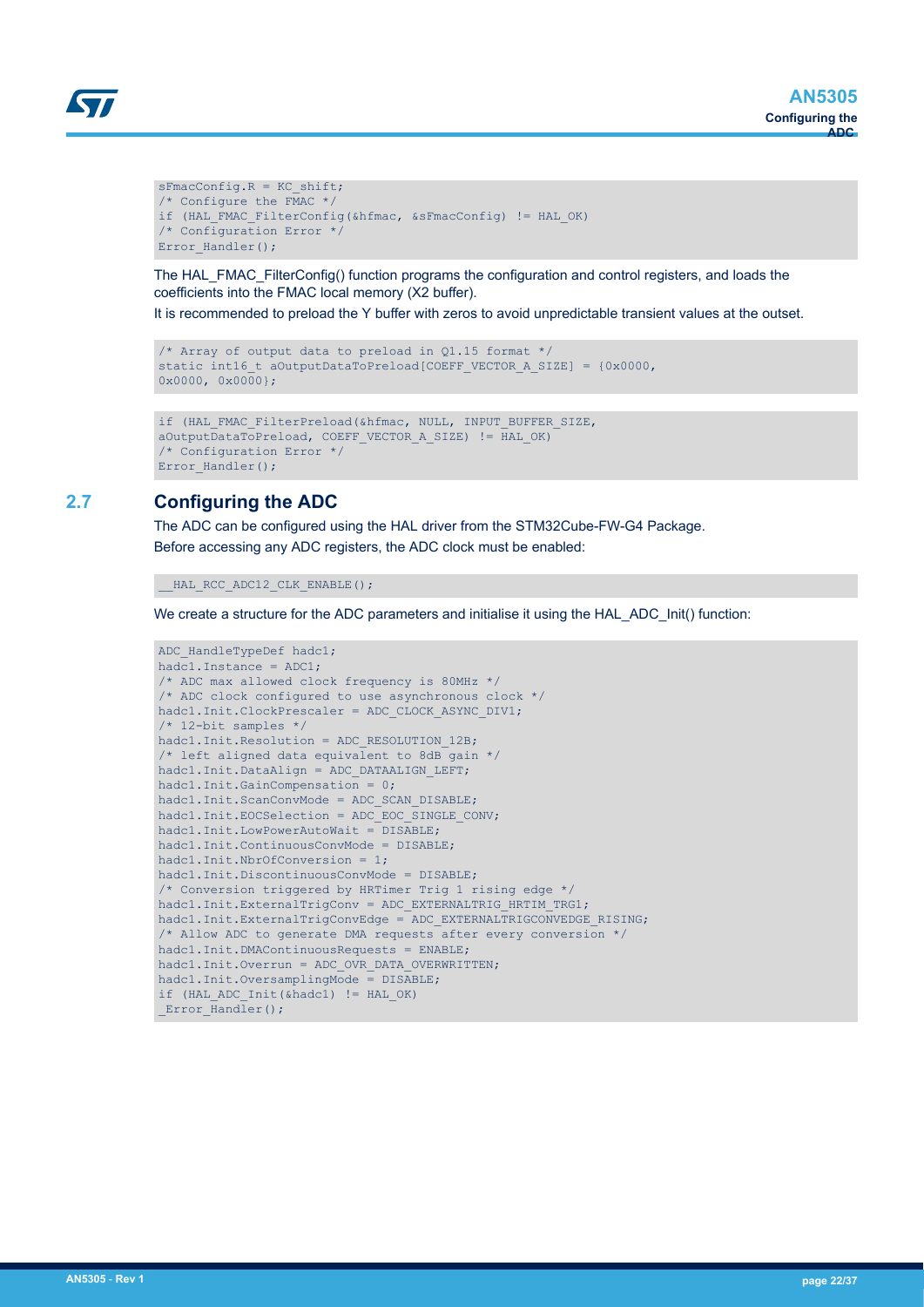```
sFmacConfig.R = KC_shift;
/* Configure the FMAC */
if (HAL_FMAC_FilterConfig(&hfmac, &sFmacConfig) != HAL_OK)
/* Configuration Error */
Error_Handler();
```

The HAL_FMAC_FilterConfig() function programs the configuration and control registers, and loads the coefficients into the FMAC local memory (X2 buffer).

It is recommended to preload the Y buffer with zeros to avoid unpredictable transient values at the outset.

```
/* Array of output data to preload in Q1.15 format */
static int16_t aOutputDataToPreload[COEFF_VECTOR_A_SIZE] = {0x0000,
0x0000, 0x0000};
```

```
if (HAL_FMAC_FilterPreload(&hfmac, NULL, INPUT_BUFFER_SIZE,
aOutputDataToPreload, COEFF_VECTOR_A_SIZE) != HAL_OK)
/* Configuration Error */
Error_Handler();
```

## 2.7 Configuring the ADC

The ADC can be configured using the HAL driver from the STM32Cube-FW-G4 Package.

Before accessing any ADC registers, the ADC clock must be enabled:

```
__HAL_RCC_ADC12_CLK_ENABLE();
```

We create a structure for the ADC parameters and initialise it using the HAL_ADC_Init() function:

```
ADC_HandleTypeDef hadc1;
hadc1.Instance = ADC1;
/* ADC max allowed clock frequency is 80MHz */
/* ADC clock configured to use asynchronous clock */
hadc1.Init.ClockPrescaler = ADC_CLOCK_ASYNC_DIV1;
/* 12-bit samples */
hadc1.Init.Resolution = ADC_RESOLUTION_12B;
/* left aligned data equivalent to 8dB gain */
hadc1.Init.DataAlign = ADC_DATAALIGN_LEFT;
hadc1.Init.GainCompensation = 0;
hadc1.Init.ScanConvMode = ADC_SCAN_DISABLE;
hadc1.Init.EOCSelection = ADC_EOC_SINGLE_CONV;
hadc1.Init.LowPowerAutoWait = DISABLE;
hadc1.Init.ContinuousConvMode = DISABLE;
hadc1.Init.NbrOfConversion = 1;
hadc1.Init.DiscontinuousConvMode = DISABLE;
/* Conversion triggered by HRTimer Trig 1 rising edge */
hadc1.Init.ExternalTrigConv = ADC_EXTERNALTRIG_HRTIM_TRG1;
hadc1.Init.ExternalTrigConvEdge = ADC_EXTERNALTRIGCONVEDGE_RISING;
/* Allow ADC to generate DMA requests after every conversion */
hadc1.Init.DMAContinuousRequests = ENABLE;
hadc1.Init.Overrun = ADC_OVR_DATA_OVERWRITTEN;
hadc1.Init.OversamplingMode = DISABLE;
if (HAL_ADC_Init(&hadc1) != HAL_OK)
_Error_Handler();
```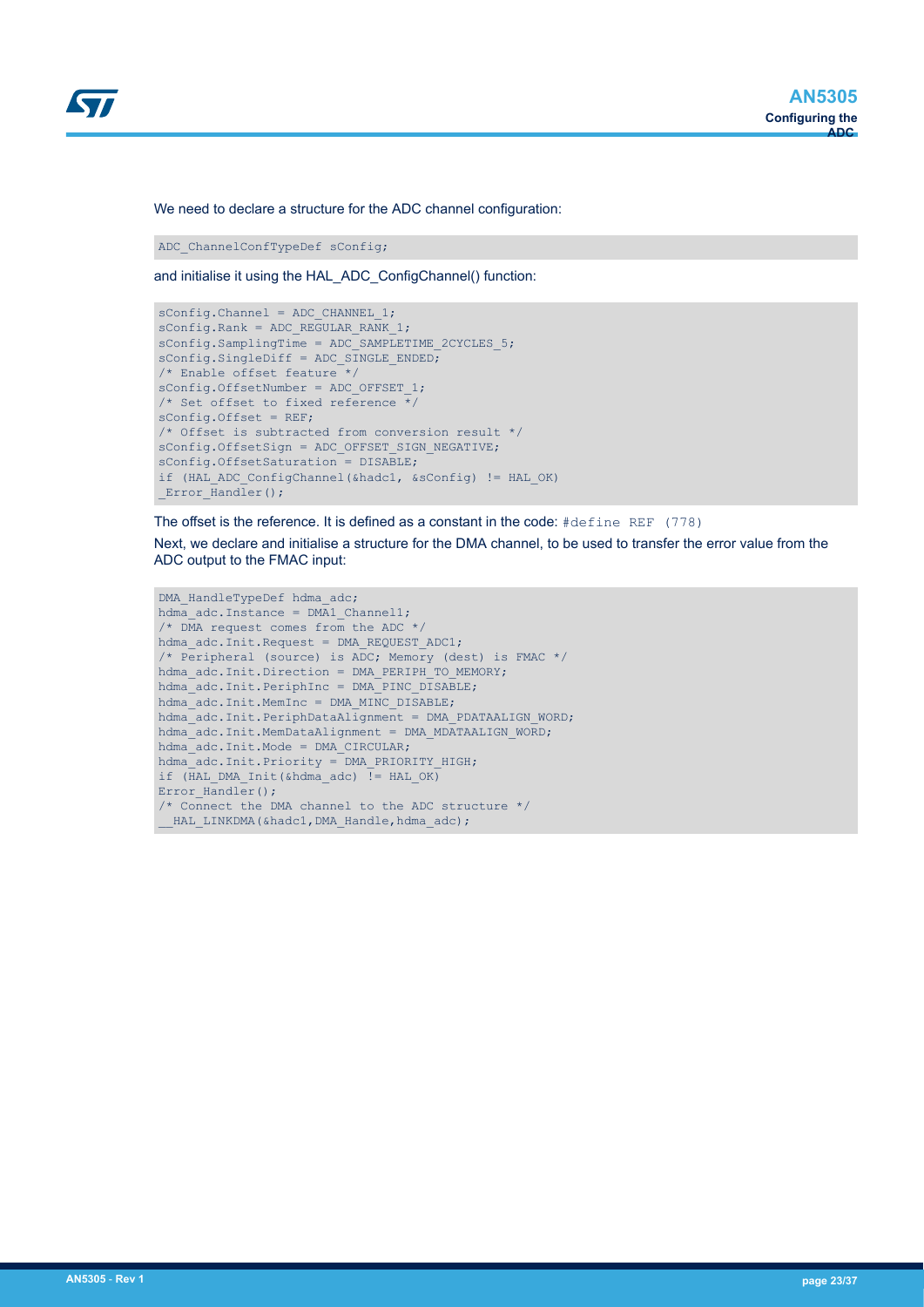We need to declare a structure for the ADC channel configuration:

```
ADC_ChannelConfTypeDef sConfig;
```

and initialise it using the HAL_ADC_ConfigChannel() function:

```
sConfig.Channel = ADC_CHANNEL_1;
sConfig.Rank = ADC_REGULAR_RANK_1;
sConfig.SamplingTime = ADC_SAMPLETIME_2CYCLES_5;
sConfig.SingleDiff = ADC_SINGLE_ENDED;
/* Enable offset feature */
sConfig.OffsetNumber = ADC_OFFSET_1;
/* Set offset to fixed reference */
sConfig.Offset = REF;
/* Offset is subtracted from conversion result */
sConfig.OffsetSign = ADC_OFFSET_SIGN_NEGATIVE;
sConfig.OffsetSaturation = DISABLE;
if (HAL_ADC_ConfigChannel(&hadc1, &sConfig) != HAL_OK)
_Error_Handler();
```

The offset is the reference. It is defined as a constant in the code: `#define REF (778)`

Next, we declare and initialise a structure for the DMA channel, to be used to transfer the error value from the ADC output to the FMAC input:

```
DMA_HandleTypeDef hdma_adc;
hdma_adc.Instance = DMA1_Channel1;
/* DMA request comes from the ADC */
hdma_adc.Init.Request = DMA_REQUEST_ADC1;
/* Peripheral (source) is ADC; Memory (dest) is FMAC */
hdma_adc.Init.Direction = DMA_PERIPH_TO_MEMORY;
hdma_adc.Init.PeriphInc = DMA_PINC_DISABLE;
hdma_adc.Init.MemInc = DMA_MINC_DISABLE;
hdma_adc.Init.PeriphDataAlignment = DMA_PDATAALIGN_WORD;
hdma_adc.Init.MemDataAlignment = DMA_MDATAALIGN_WORD;
hdma_adc.Init.Mode = DMA_CIRCULAR;
hdma_adc.Init.Priority = DMA_PRIORITY_HIGH;
if (HAL_DMA_Init(&hdma_adc) != HAL_OK)
Error_Handler();
/* Connect the DMA channel to the ADC structure */
__HAL_LINKDMA(&hadc1,DMA_Handle,hdma_adc);
```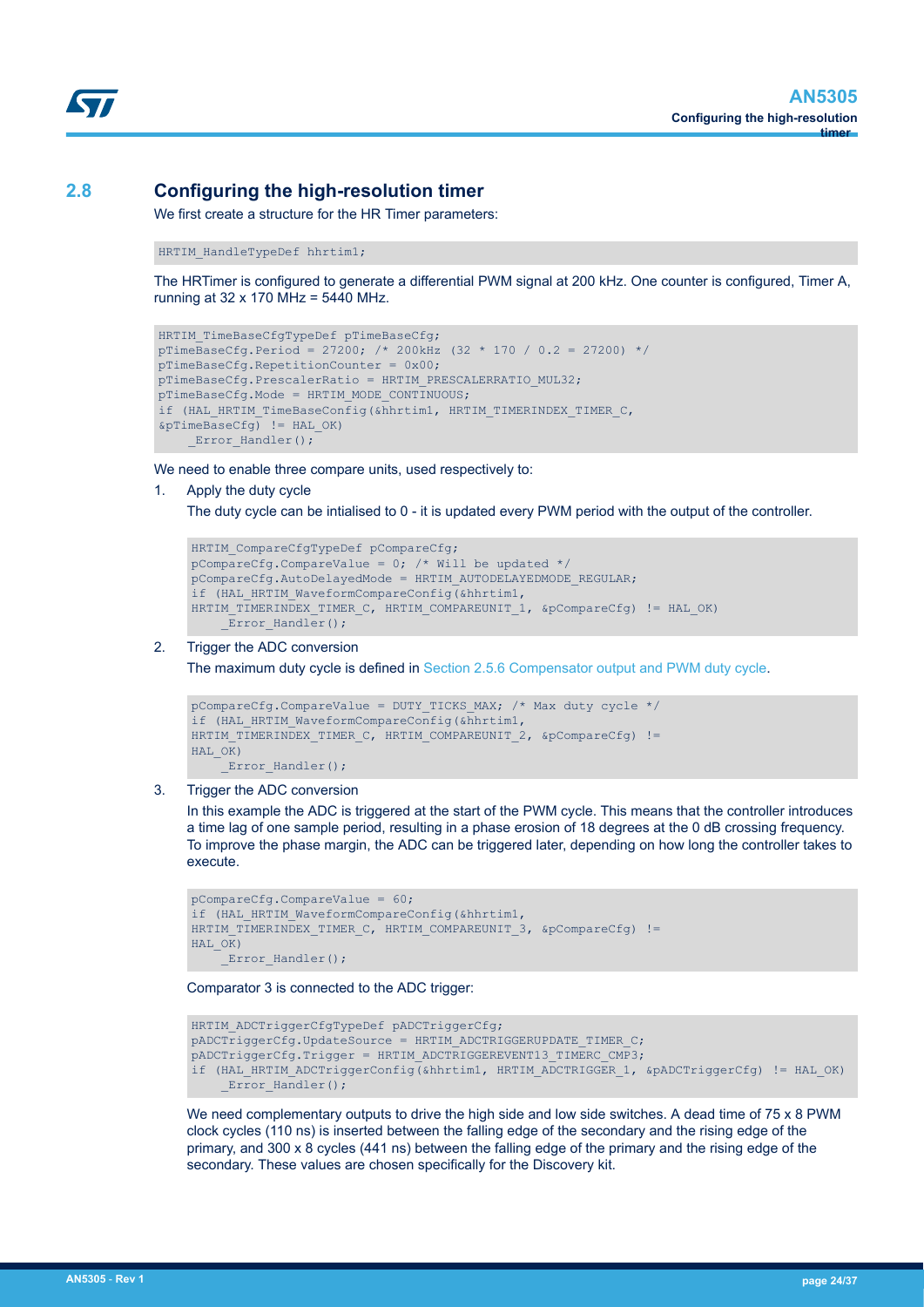## 2.8 Configuring the high-resolution timer

We first create a structure for the HR Timer parameters:

```
HRTIM_HandleTypeDef hhrtim1;
```

The HRTimer is configured to generate a differential PWM signal at 200 kHz. One counter is configured, Timer A, running at 32 x 170 MHz = 5440 MHz.

```
HRTIM_TimeBaseCfgTypeDef pTimeBaseCfg;
pTimeBaseCfg.Period = 27200; /* 200kHz (32 * 170 / 0.2 = 27200) */
pTimeBaseCfg.RepetitionCounter = 0x00;
pTimeBaseCfg.PrescalerRatio = HRTIM_PRESCALERRATIO_MUL32;
pTimeBaseCfg.Mode = HRTIM_MODE_CONTINUOUS;
if (HAL_HRTIM_TimeBaseConfig(&hhrtim1, HRTIM_TIMERINDEX_TIMER_C,
&pTimeBaseCfg) != HAL_OK)
    _Error_Handler();
```

We need to enable three compare units, used respectively to:

1. Apply the duty cycle

   The duty cycle can be intialised to 0 - it is updated every PWM period with the output of the controller.

   ```
   HRTIM_CompareCfgTypeDef pCompareCfg;
   pCompareCfg.CompareValue = 0; /* Will be updated */
   pCompareCfg.AutoDelayedMode = HRTIM_AUTODELAYEDMODE_REGULAR;
   if (HAL_HRTIM_WaveformCompareConfig(&hhrtim1,
   HRTIM_TIMERINDEX_TIMER_C, HRTIM_COMPAREUNIT_1, &pCompareCfg) != HAL_OK)
       _Error_Handler();
   ```

2. Trigger the ADC conversion

   The maximum duty cycle is defined in Section 2.5.6 Compensator output and PWM duty cycle.

   ```
   pCompareCfg.CompareValue = DUTY_TICKS_MAX; /* Max duty cycle */
   if (HAL_HRTIM_WaveformCompareConfig(&hhrtim1,
   HRTIM_TIMERINDEX_TIMER_C, HRTIM_COMPAREUNIT_2, &pCompareCfg) !=
   HAL_OK)
       _Error_Handler();
   ```

3. Trigger the ADC conversion

   In this example the ADC is triggered at the start of the PWM cycle. This means that the controller introduces a time lag of one sample period, resulting in a phase erosion of 18 degrees at the 0 dB crossing frequency. To improve the phase margin, the ADC can be triggered later, depending on how long the controller takes to execute.

   ```
   pCompareCfg.CompareValue = 60;
   if (HAL_HRTIM_WaveformCompareConfig(&hhrtim1,
   HRTIM_TIMERINDEX_TIMER_C, HRTIM_COMPAREUNIT_3, &pCompareCfg) !=
   HAL_OK)
       _Error_Handler();
   ```

   Comparator 3 is connected to the ADC trigger:

   ```
   HRTIM_ADCTriggerCfgTypeDef pADCTriggerCfg;
   pADCTriggerCfg.UpdateSource = HRTIM_ADCTRIGGERUPDATE_TIMER_C;
   pADCTriggerCfg.Trigger = HRTIM_ADCTRIGGEREVENT13_TIMERC_CMP3;
   if (HAL_HRTIM_ADCTriggerConfig(&hhrtim1, HRTIM_ADCTRIGGER_1, &pADCTriggerCfg) != HAL_OK)
       _Error_Handler();
   ```

   We need complementary outputs to drive the high side and low side switches. A dead time of 75 x 8 PWM clock cycles (110 ns) is inserted between the falling edge of the secondary and the rising edge of the primary, and 300 x 8 cycles (441 ns) between the falling edge of the primary and the rising edge of the secondary. These values are chosen specifically for the Discovery kit.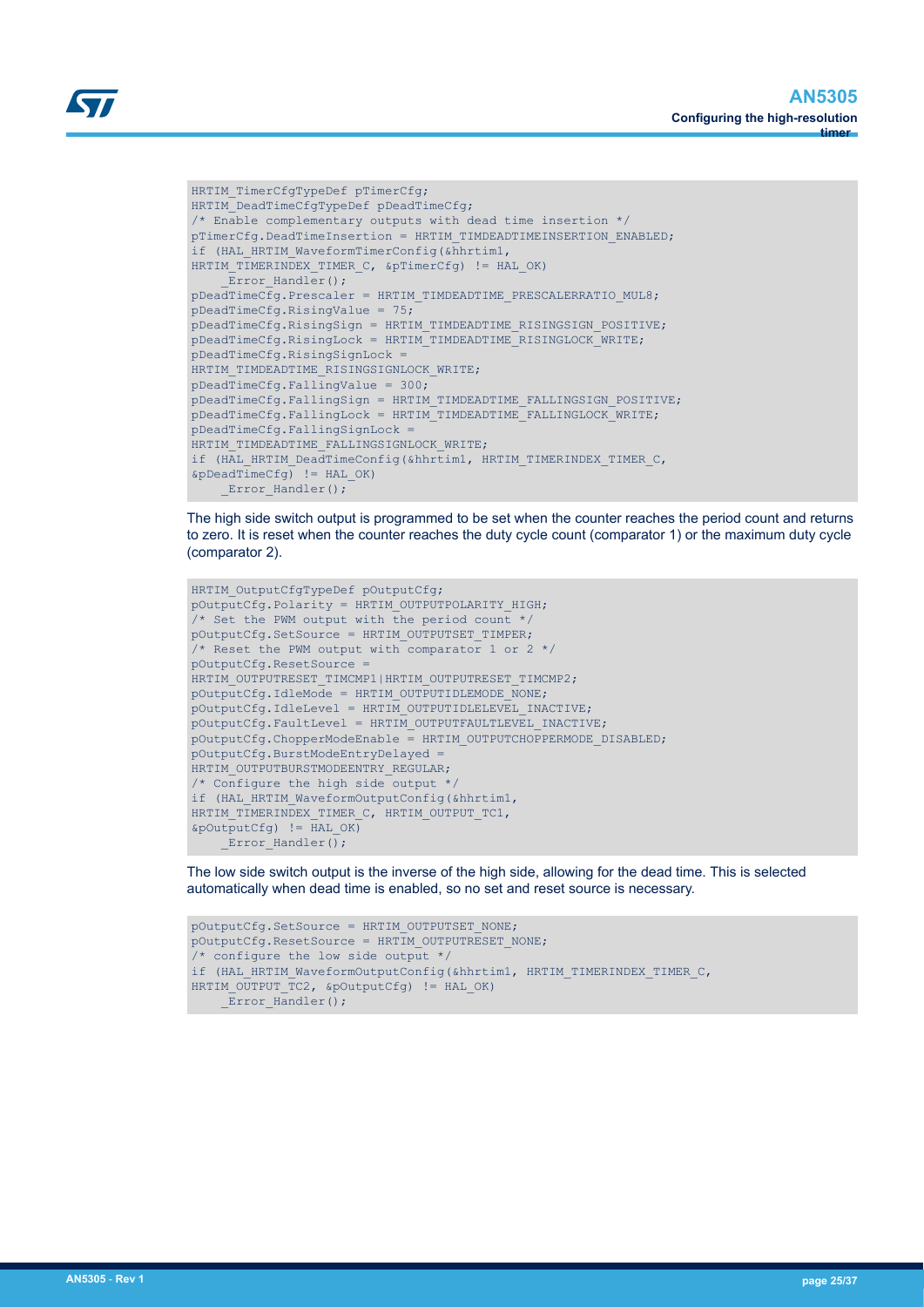```
HRTIM_TimerCfgTypeDef pTimerCfg;
HRTIM_DeadTimeCfgTypeDef pDeadTimeCfg;
/* Enable complementary outputs with dead time insertion */
pTimerCfg.DeadTimeInsertion = HRTIM_TIMDEADTIMEINSERTION_ENABLED;
if (HAL_HRTIM_WaveformTimerConfig(&hhrtim1,
HRTIM_TIMERINDEX_TIMER_C, &pTimerCfg) != HAL_OK)
    _Error_Handler();
pDeadTimeCfg.Prescaler = HRTIM_TIMDEADTIME_PRESCALERRATIO_MUL8;
pDeadTimeCfg.RisingValue = 75;
pDeadTimeCfg.RisingSign = HRTIM_TIMDEADTIME_RISINGSIGN_POSITIVE;
pDeadTimeCfg.RisingLock = HRTIM_TIMDEADTIME_RISINGLOCK_WRITE;
pDeadTimeCfg.RisingSignLock =
HRTIM_TIMDEADTIME_RISINGSIGNLOCK_WRITE;
pDeadTimeCfg.FallingValue = 300;
pDeadTimeCfg.FallingSign = HRTIM_TIMDEADTIME_FALLINGSIGN_POSITIVE;
pDeadTimeCfg.FallingLock = HRTIM_TIMDEADTIME_FALLINGLOCK_WRITE;
pDeadTimeCfg.FallingSignLock =
HRTIM_TIMDEADTIME_FALLINGSIGNLOCK_WRITE;
if (HAL_HRTIM_DeadTimeConfig(&hhrtim1, HRTIM_TIMERINDEX_TIMER_C,
&pDeadTimeCfg) != HAL_OK)
    _Error_Handler();
```

The high side switch output is programmed to be set when the counter reaches the period count and returns to zero. It is reset when the counter reaches the duty cycle count (comparator 1) or the maximum duty cycle (comparator 2).

```
HRTIM_OutputCfgTypeDef pOutputCfg;
pOutputCfg.Polarity = HRTIM_OUTPUTPOLARITY_HIGH;
/* Set the PWM output with the period count */
pOutputCfg.SetSource = HRTIM_OUTPUTSET_TIMPER;
/* Reset the PWM output with comparator 1 or 2 */
pOutputCfg.ResetSource =
HRTIM_OUTPUTRESET_TIMCMP1|HRTIM_OUTPUTRESET_TIMCMP2;
pOutputCfg.IdleMode = HRTIM_OUTPUTIDLEMODE_NONE;
pOutputCfg.IdleLevel = HRTIM_OUTPUTIDLELEVEL_INACTIVE;
pOutputCfg.FaultLevel = HRTIM_OUTPUTFAULTLEVEL_INACTIVE;
pOutputCfg.ChopperModeEnable = HRTIM_OUTPUTCHOPPERMODE_DISABLED;
pOutputCfg.BurstModeEntryDelayed =
HRTIM_OUTPUTBURSTMODEENTRY_REGULAR;
/* Configure the high side output */
if (HAL_HRTIM_WaveformOutputConfig(&hhrtim1,
HRTIM_TIMERINDEX_TIMER_C, HRTIM_OUTPUT_TC1,
&pOutputCfg) != HAL_OK)
    _Error_Handler();
```

The low side switch output is the inverse of the high side, allowing for the dead time. This is selected automatically when dead time is enabled, so no set and reset source is necessary.

```
pOutputCfg.SetSource = HRTIM_OUTPUTSET_NONE;
pOutputCfg.ResetSource = HRTIM_OUTPUTRESET_NONE;
/* configure the low side output */
if (HAL_HRTIM_WaveformOutputConfig(&hhrtim1, HRTIM_TIMERINDEX_TIMER_C,
HRTIM_OUTPUT_TC2, &pOutputCfg) != HAL_OK)
    _Error_Handler();
```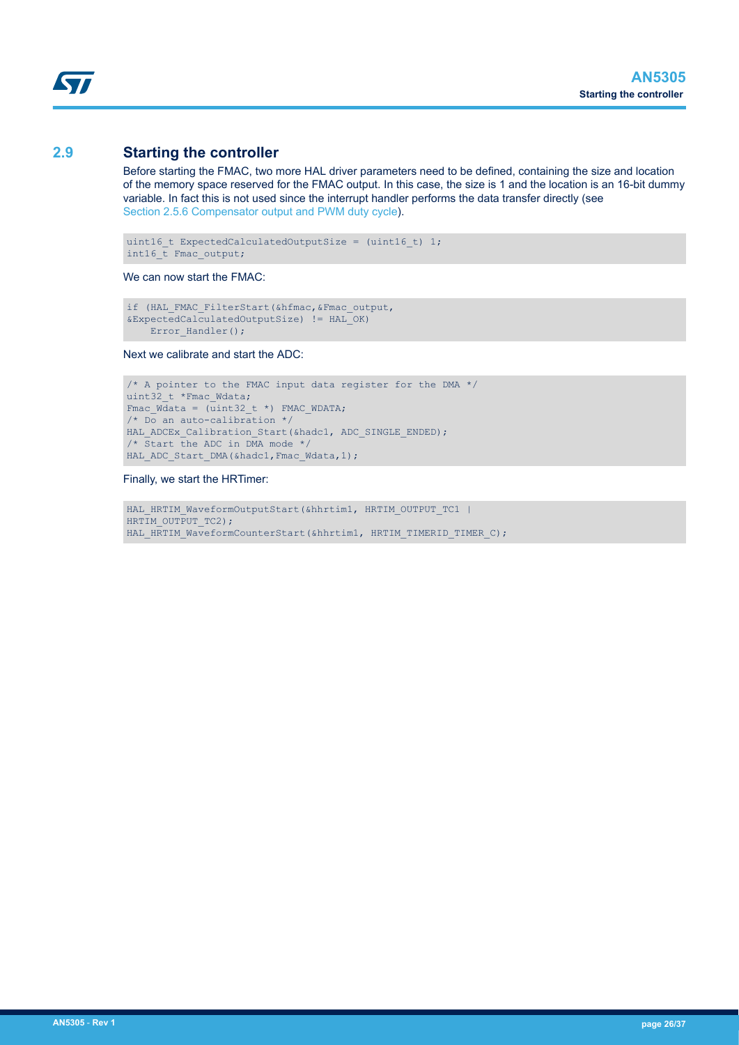## 2.9 Starting the controller

Before starting the FMAC, two more HAL driver parameters need to be defined, containing the size and location of the memory space reserved for the FMAC output. In this case, the size is 1 and the location is an 16-bit dummy variable. In fact this is not used since the interrupt handler performs the data transfer directly (see Section 2.5.6 Compensator output and PWM duty cycle).

```
uint16_t ExpectedCalculatedOutputSize = (uint16_t) 1;
int16_t Fmac_output;
```

We can now start the FMAC:

```
if (HAL_FMAC_FilterStart(&hfmac,&Fmac_output,
&ExpectedCalculatedOutputSize) != HAL_OK)
    Error_Handler();
```

Next we calibrate and start the ADC:

```
/* A pointer to the FMAC input data register for the DMA */
uint32_t *Fmac_Wdata;
Fmac_Wdata = (uint32_t *) FMAC_WDATA;
/* Do an auto-calibration */
HAL_ADCEx_Calibration_Start(&hadc1, ADC_SINGLE_ENDED);
/* Start the ADC in DMA mode */
HAL_ADC_Start_DMA(&hadc1,Fmac_Wdata,1);
```

Finally, we start the HRTimer:

```
HAL_HRTIM_WaveformOutputStart(&hhrtim1, HRTIM_OUTPUT_TC1 |
HRTIM_OUTPUT_TC2);
HAL_HRTIM_WaveformCounterStart(&hhrtim1, HRTIM_TIMERID_TIMER_C);
```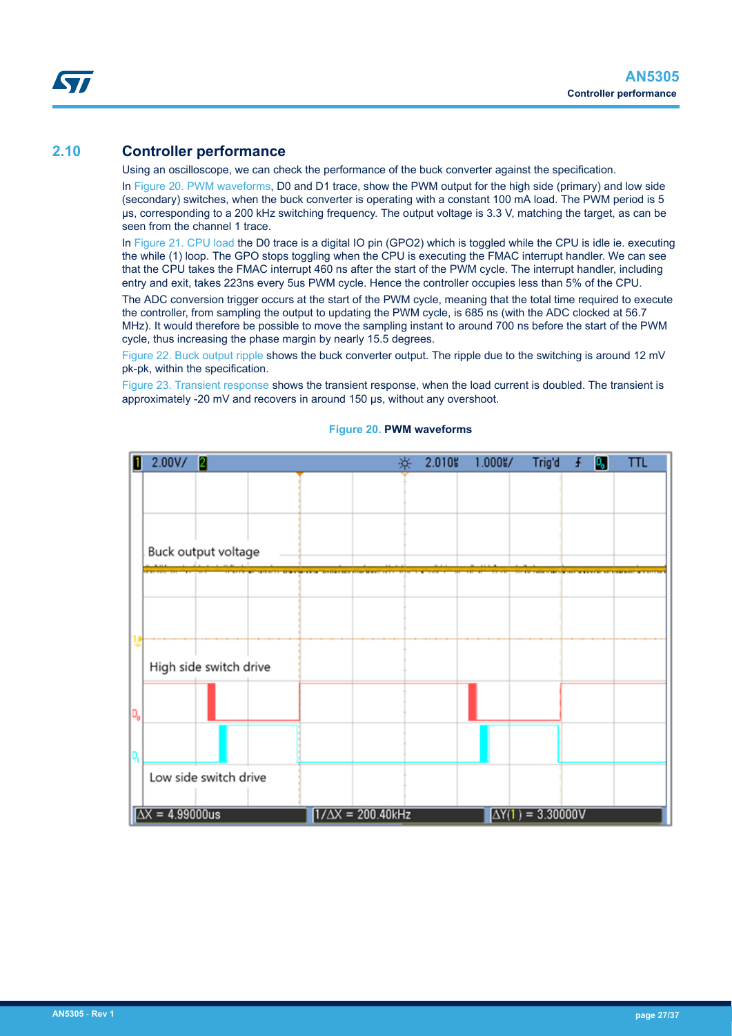## 2.10 Controller performance

Using an oscilloscope, we can check the performance of the buck converter against the specification.

In Figure 20. PWM waveforms, D0 and D1 trace, show the PWM output for the high side (primary) and low side (secondary) switches, when the buck converter is operating with a constant 100 mA load. The PWM period is 5 µs, corresponding to a 200 kHz switching frequency. The output voltage is 3.3 V, matching the target, as can be seen from the channel 1 trace.

In Figure 21. CPU load the D0 trace is a digital IO pin (GPO2) which is toggled while the CPU is idle ie. executing the while (1) loop. The GPO stops toggling when the CPU is executing the FMAC interrupt handler. We can see that the CPU takes the FMAC interrupt 460 ns after the start of the PWM cycle. The interrupt handler, including entry and exit, takes 223ns every 5us PWM cycle. Hence the controller occupies less than 5% of the CPU.

The ADC conversion trigger occurs at the start of the PWM cycle, meaning that the total time required to execute the controller, from sampling the output to updating the PWM cycle, is 685 ns (with the ADC clocked at 56.7 MHz). It would therefore be possible to move the sampling instant to around 700 ns before the start of the PWM cycle, thus increasing the phase margin by nearly 15.5 degrees.

Figure 22. Buck output ripple shows the buck converter output. The ripple due to the switching is around 12 mV pk-pk, within the specification.

Figure 23. Transient response shows the transient response, when the load current is doubled. The transient is approximately -20 mV and recovers in around 150 µs, without any overshoot.

**Figure 20. PWM waveforms**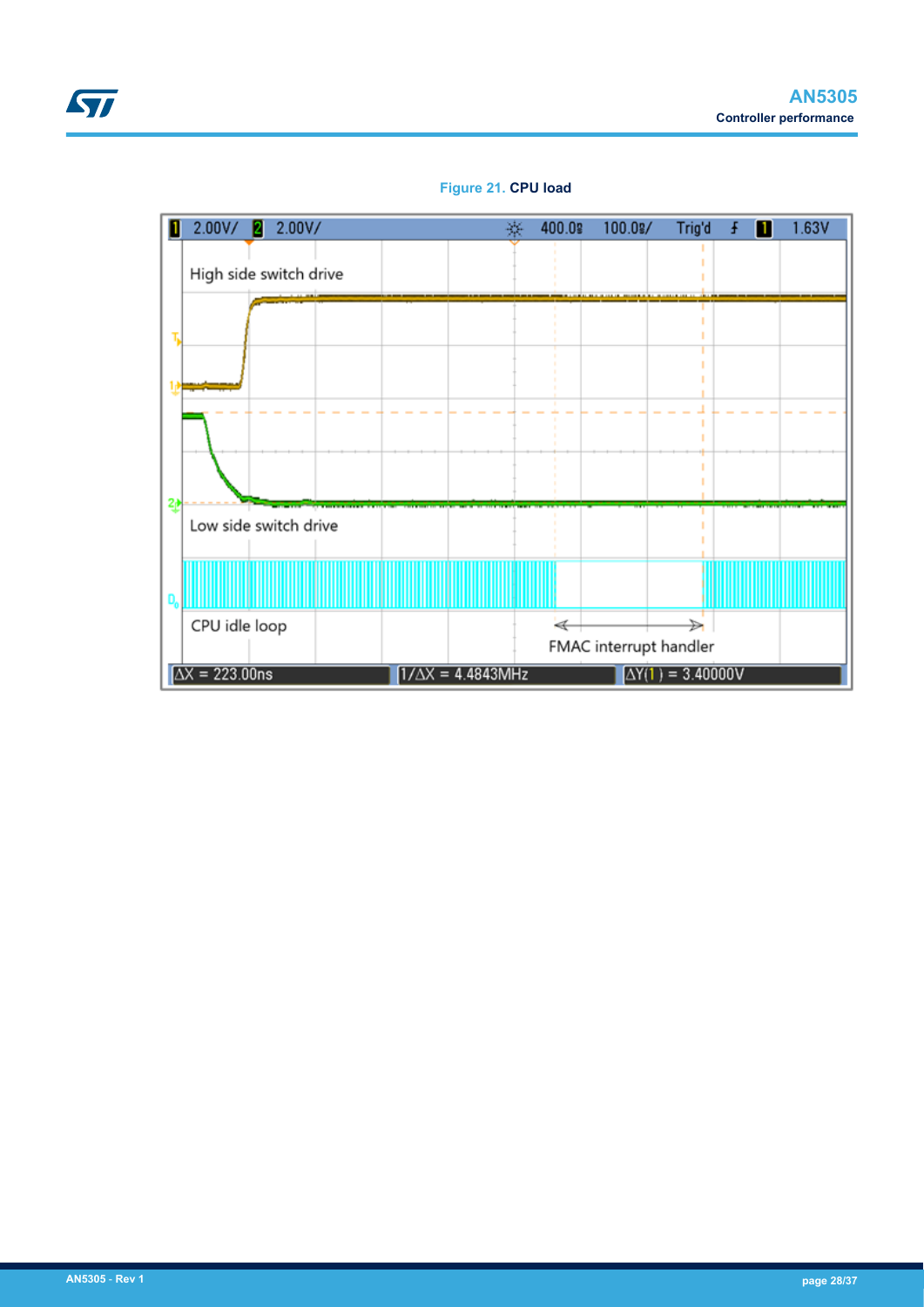Figure 21. CPU load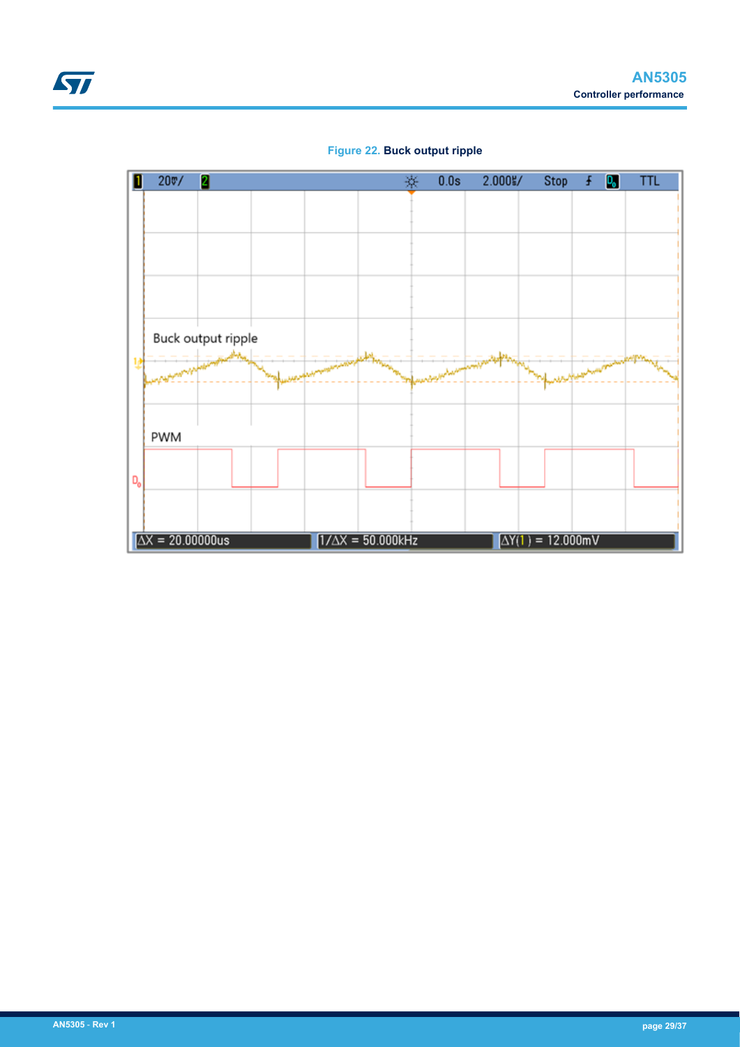Figure 22. Buck output ripple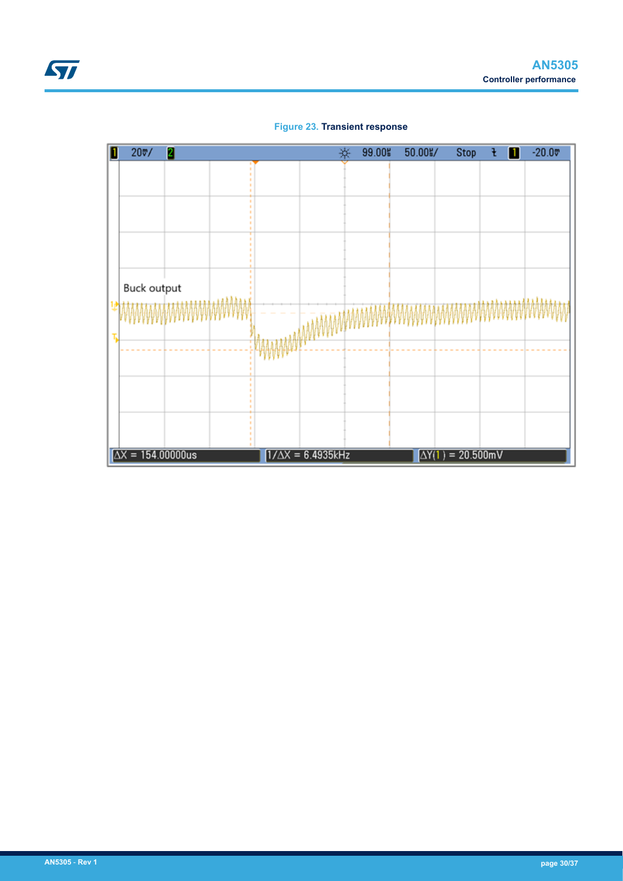Figure 23. Transient response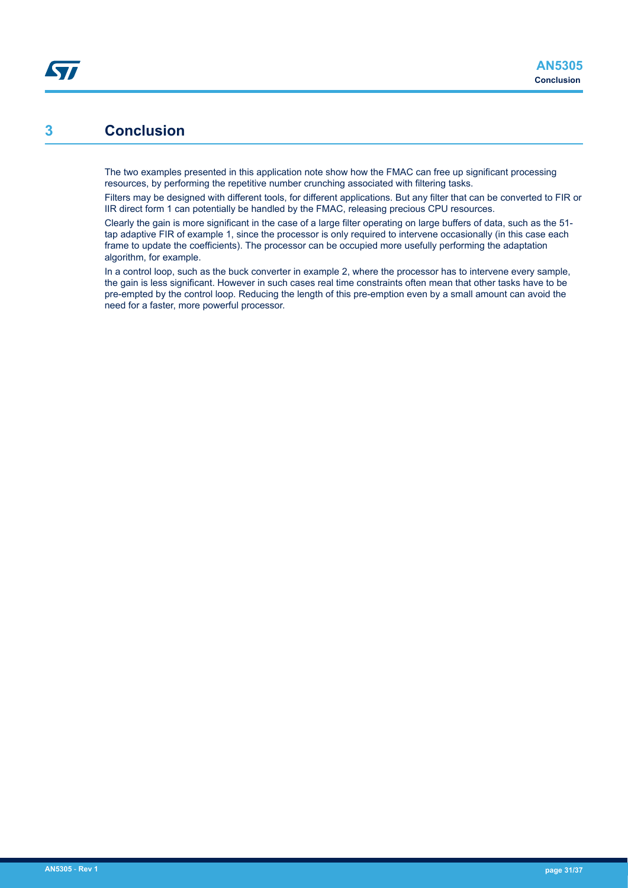# 3 Conclusion

The two examples presented in this application note show how the FMAC can free up significant processing resources, by performing the repetitive number crunching associated with filtering tasks.

Filters may be designed with different tools, for different applications. But any filter that can be converted to FIR or IIR direct form 1 can potentially be handled by the FMAC, releasing precious CPU resources.

Clearly the gain is more significant in the case of a large filter operating on large buffers of data, such as the 51-tap adaptive FIR of example 1, since the processor is only required to intervene occasionally (in this case each frame to update the coefficients). The processor can be occupied more usefully performing the adaptation algorithm, for example.

In a control loop, such as the buck converter in example 2, where the processor has to intervene every sample, the gain is less significant. However in such cases real time constraints often mean that other tasks have to be pre-empted by the control loop. Reducing the length of this pre-emption even by a small amount can avoid the need for a faster, more powerful processor.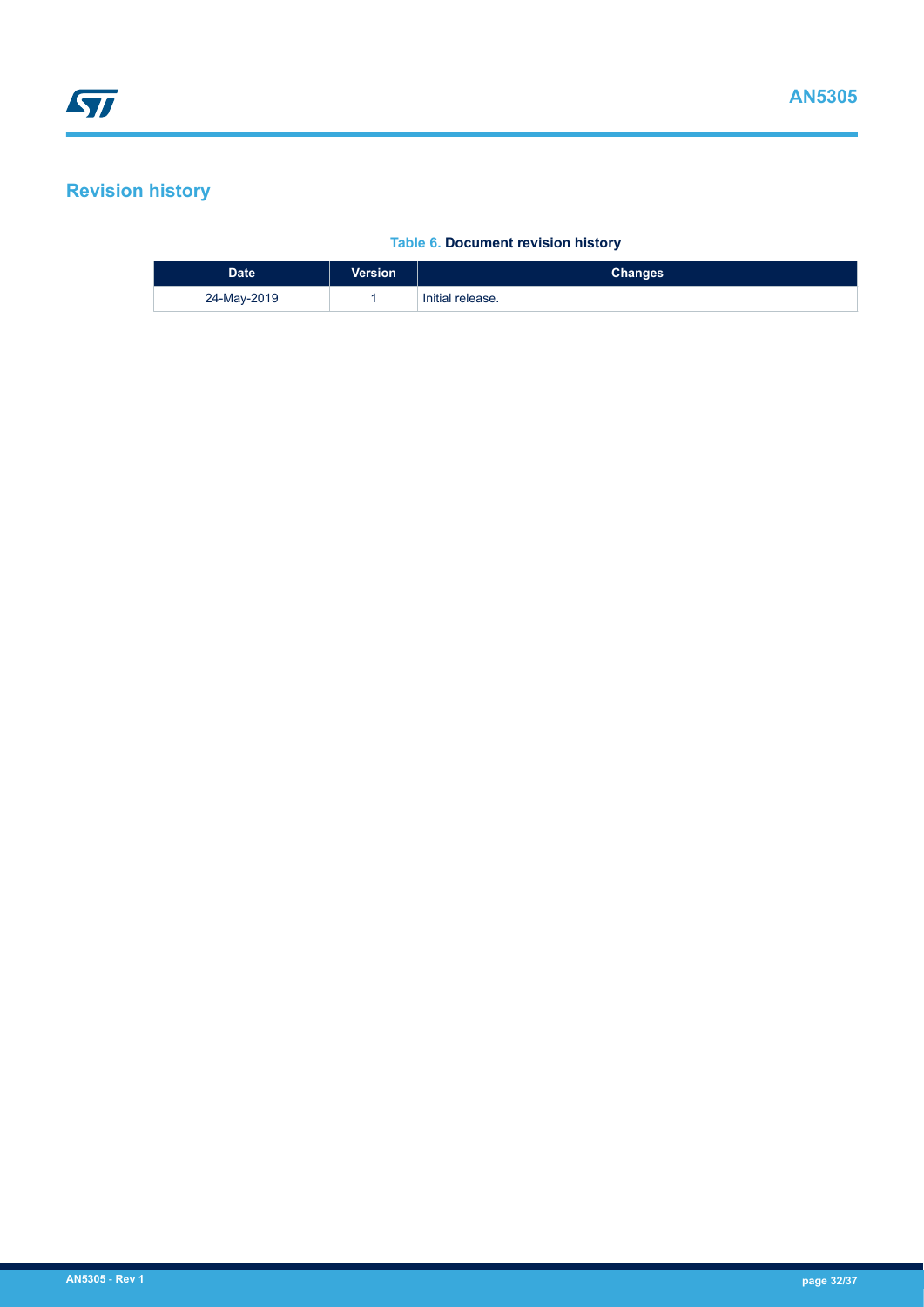# Revision history

**Table 6. Document revision history**

| Date | Version | Changes |
|---|---|---|
| 24-May-2019 | 1 | Initial release. |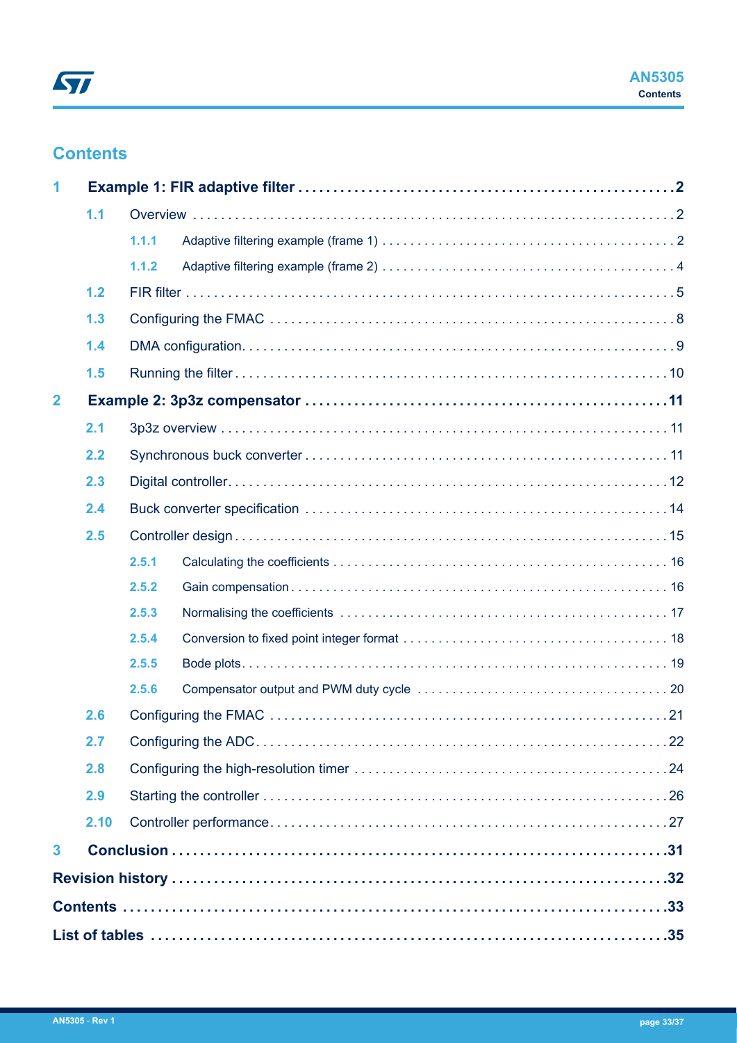# Contents

**1 Example 1: FIR adaptive filter** .......... **2**

- 1.1 Overview .......... 2
  - 1.1.1 Adaptive filtering example (frame 1) .......... 2
  - 1.1.2 Adaptive filtering example (frame 2) .......... 4
- 1.2 FIR filter .......... 5
- 1.3 Configuring the FMAC .......... 8
- 1.4 DMA configuration .......... 9
- 1.5 Running the filter .......... 10

**2 Example 2: 3p3z compensator** .......... **11**

- 2.1 3p3z overview .......... 11
- 2.2 Synchronous buck converter .......... 11
- 2.3 Digital controller .......... 12
- 2.4 Buck converter specification .......... 14
- 2.5 Controller design .......... 15
  - 2.5.1 Calculating the coefficients .......... 16
  - 2.5.2 Gain compensation .......... 16
  - 2.5.3 Normalising the coefficients .......... 17
  - 2.5.4 Conversion to fixed point integer format .......... 18
  - 2.5.5 Bode plots .......... 19
  - 2.5.6 Compensator output and PWM duty cycle .......... 20
- 2.6 Configuring the FMAC .......... 21
- 2.7 Configuring the ADC .......... 22
- 2.8 Configuring the high-resolution timer .......... 24
- 2.9 Starting the controller .......... 26
- 2.10 Controller performance .......... 27

**3 Conclusion** .......... **31**

**Revision history** .......... **32**

**Contents** .......... **33**

**List of tables** .......... **35**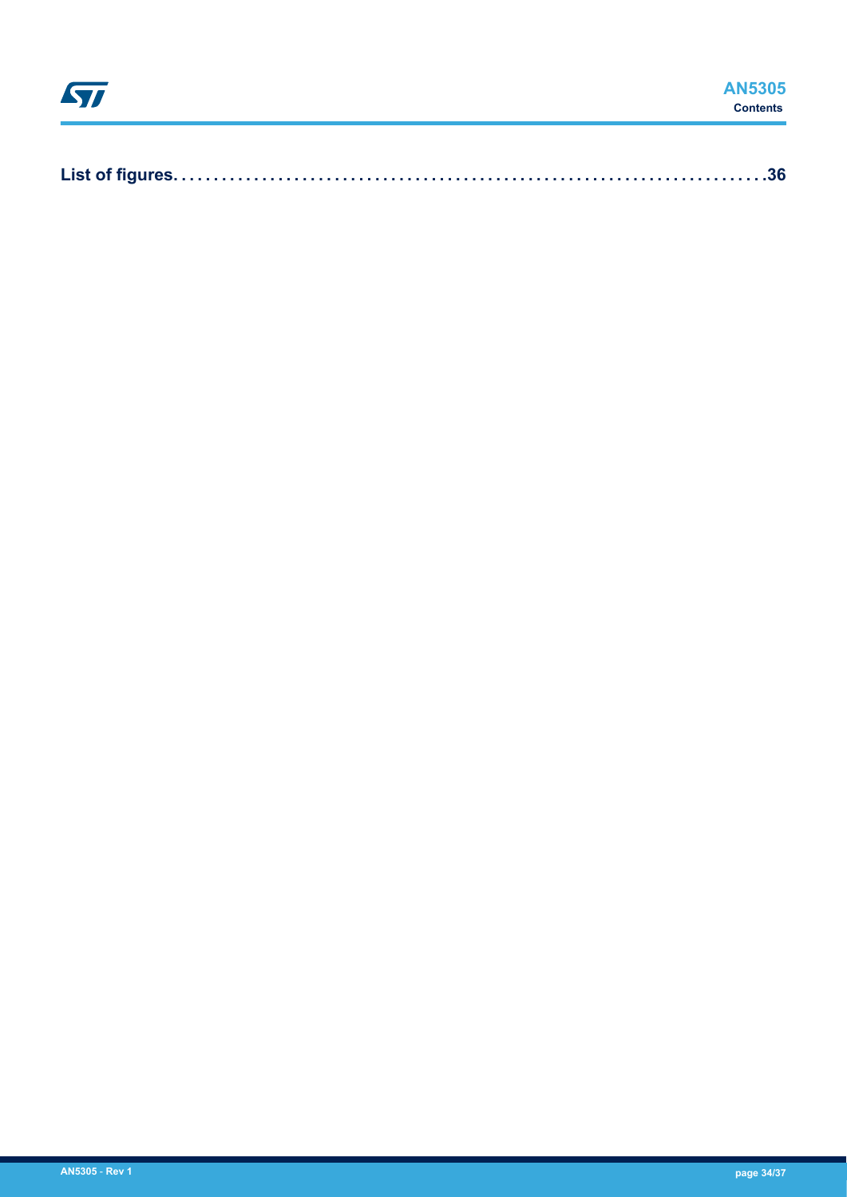**List of figures. . . . . . . . . . . . . . . . . . . . . . . . . . . . . . . . . . . . . . . . . . . . . . . . . . . . . . . . . . . . . . . . . . . . . . . . .36**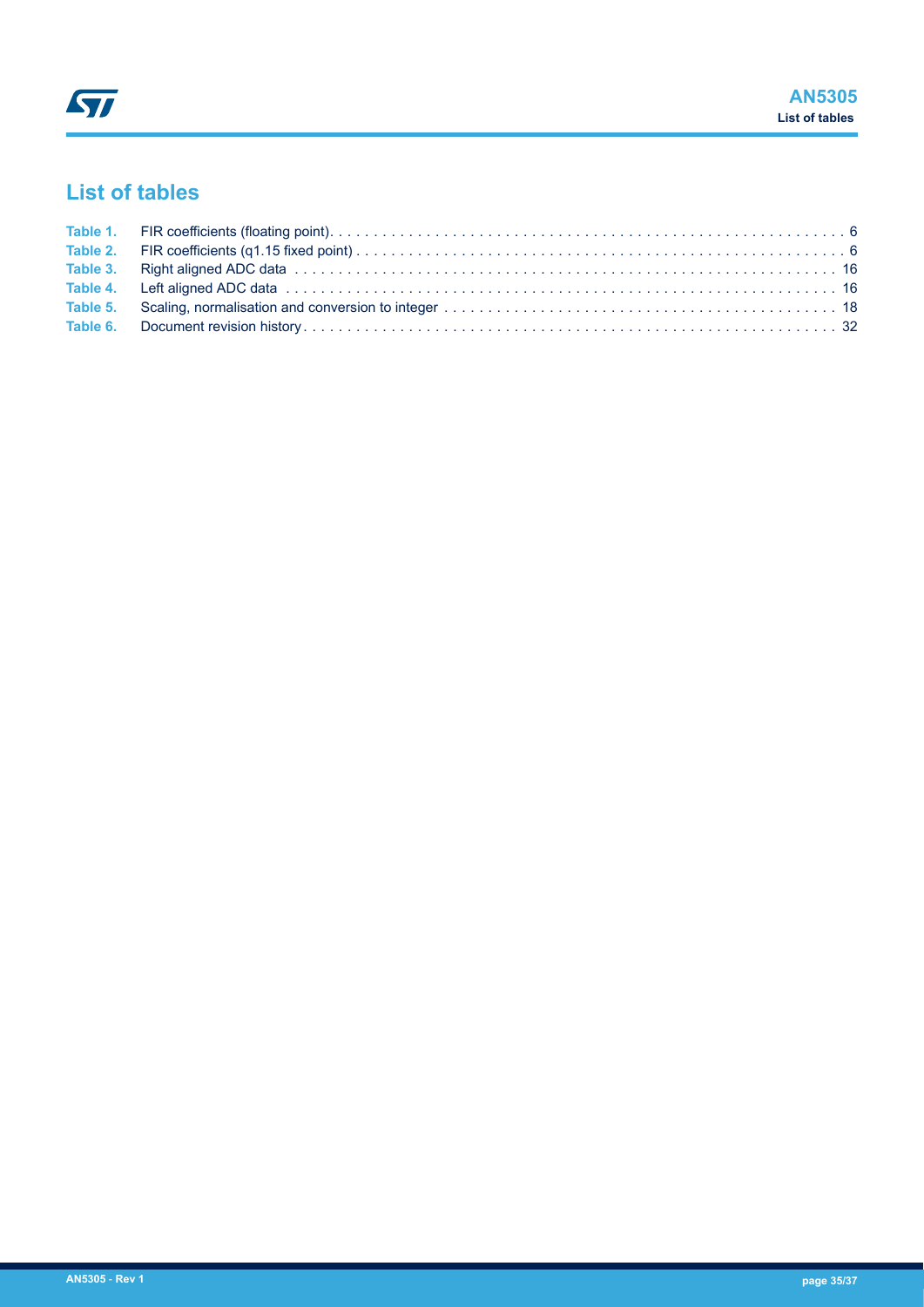# List of tables

| | | |
|---|---|---|
| Table 1. | FIR coefficients (floating point) | 6 |
| Table 2. | FIR coefficients (q1.15 fixed point) | 6 |
| Table 3. | Right aligned ADC data | 16 |
| Table 4. | Left aligned ADC data | 16 |
| Table 5. | Scaling, normalisation and conversion to integer | 18 |
| Table 6. | Document revision history | 32 |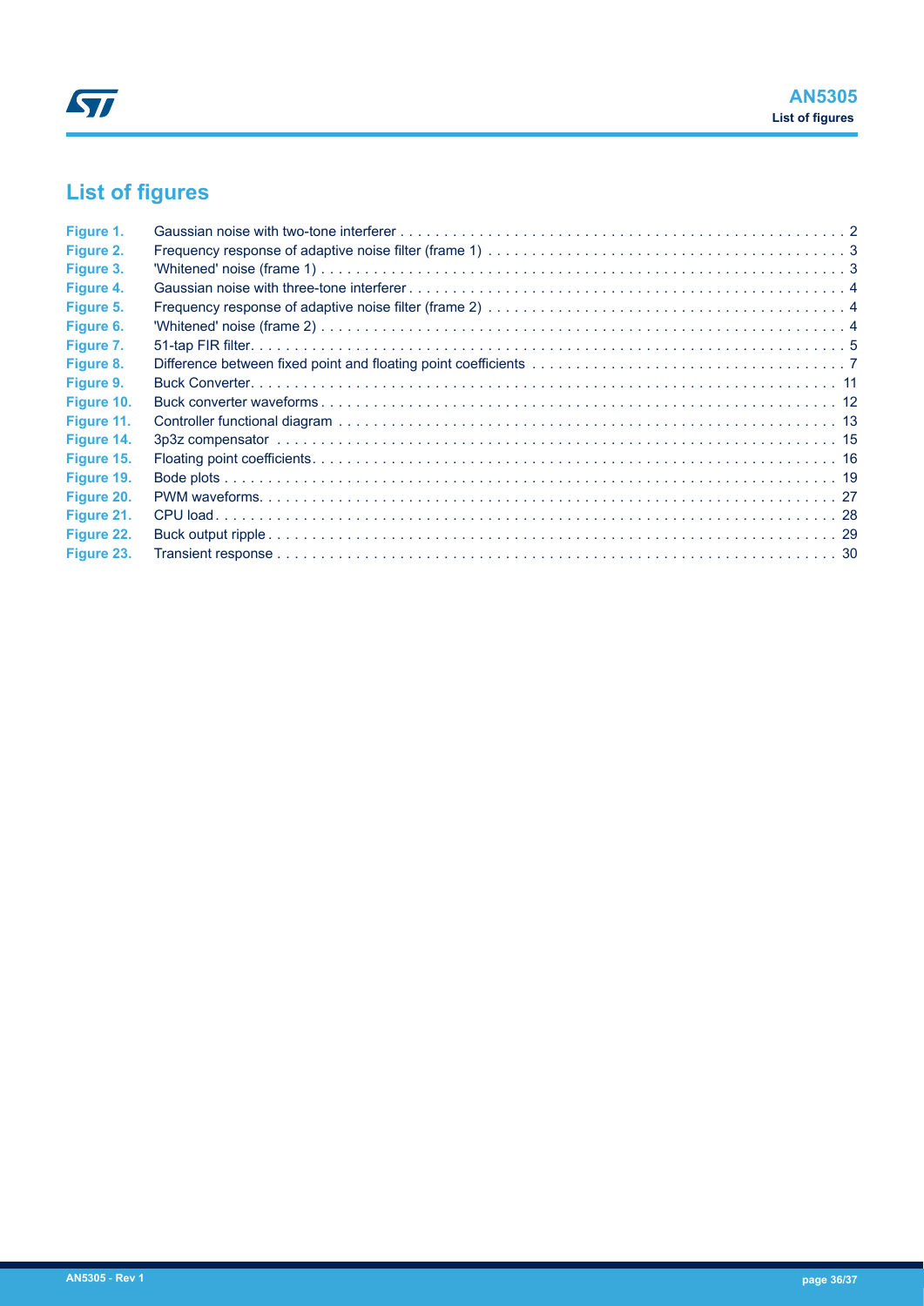# List of figures

| | | |
|---|---|---|
| Figure 1. | Gaussian noise with two-tone interferer | 2 |
| Figure 2. | Frequency response of adaptive noise filter (frame 1) | 3 |
| Figure 3. | 'Whitened' noise (frame 1) | 3 |
| Figure 4. | Gaussian noise with three-tone interferer | 4 |
| Figure 5. | Frequency response of adaptive noise filter (frame 2) | 4 |
| Figure 6. | 'Whitened' noise (frame 2) | 4 |
| Figure 7. | 51-tap FIR filter | 5 |
| Figure 8. | Difference between fixed point and floating point coefficients | 7 |
| Figure 9. | Buck Converter | 11 |
| Figure 10. | Buck converter waveforms | 12 |
| Figure 11. | Controller functional diagram | 13 |
| Figure 14. | 3p3z compensator | 15 |
| Figure 15. | Floating point coefficients | 16 |
| Figure 19. | Bode plots | 19 |
| Figure 20. | PWM waveforms | 27 |
| Figure 21. | CPU load | 28 |
| Figure 22. | Buck output ripple | 29 |
| Figure 23. | Transient response | 30 |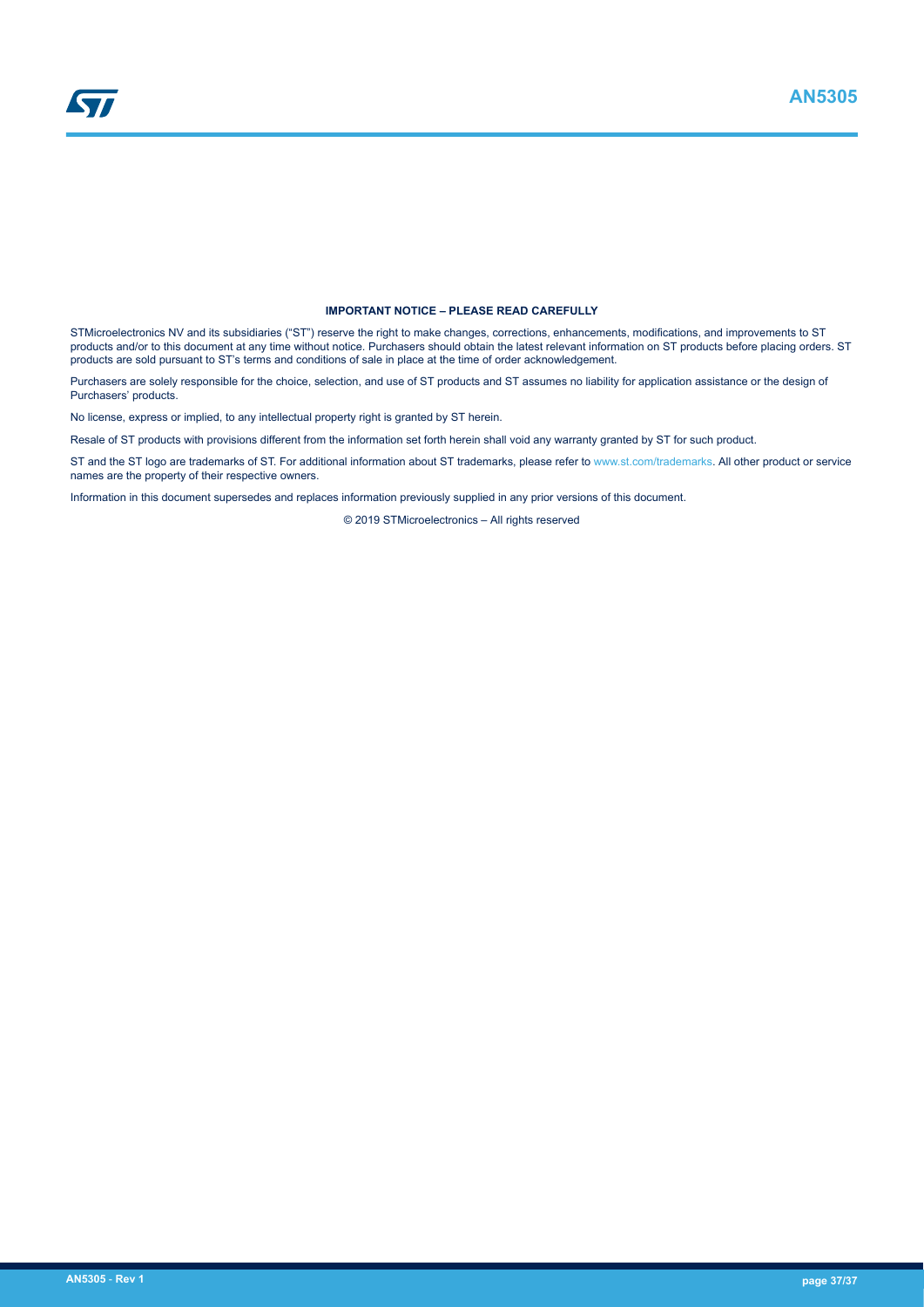**IMPORTANT NOTICE – PLEASE READ CAREFULLY**

STMicroelectronics NV and its subsidiaries ("ST") reserve the right to make changes, corrections, enhancements, modifications, and improvements to ST products and/or to this document at any time without notice. Purchasers should obtain the latest relevant information on ST products before placing orders. ST products are sold pursuant to ST's terms and conditions of sale in place at the time of order acknowledgement.

Purchasers are solely responsible for the choice, selection, and use of ST products and ST assumes no liability for application assistance or the design of Purchasers' products.

No license, express or implied, to any intellectual property right is granted by ST herein.

Resale of ST products with provisions different from the information set forth herein shall void any warranty granted by ST for such product.

ST and the ST logo are trademarks of ST. For additional information about ST trademarks, please refer to www.st.com/trademarks. All other product or service names are the property of their respective owners.

Information in this document supersedes and replaces information previously supplied in any prior versions of this document.

© 2019 STMicroelectronics – All rights reserved